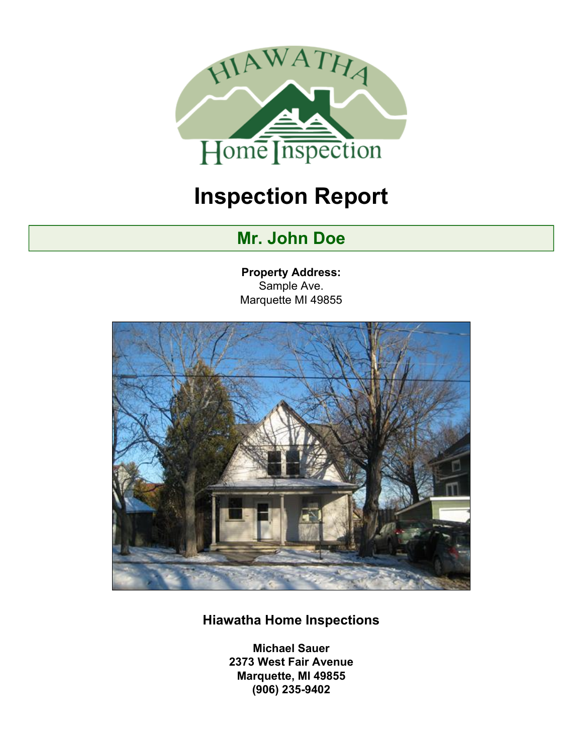# Inspection Report

## Mr. John Doe

**Property Address:**
Sample Ave.
Marquette MI 49855

### Hiawatha Home Inspections

**Michael Sauer**
**2373 West Fair Avenue**
**Marquette, MI 49855**
**(906) 235-9402**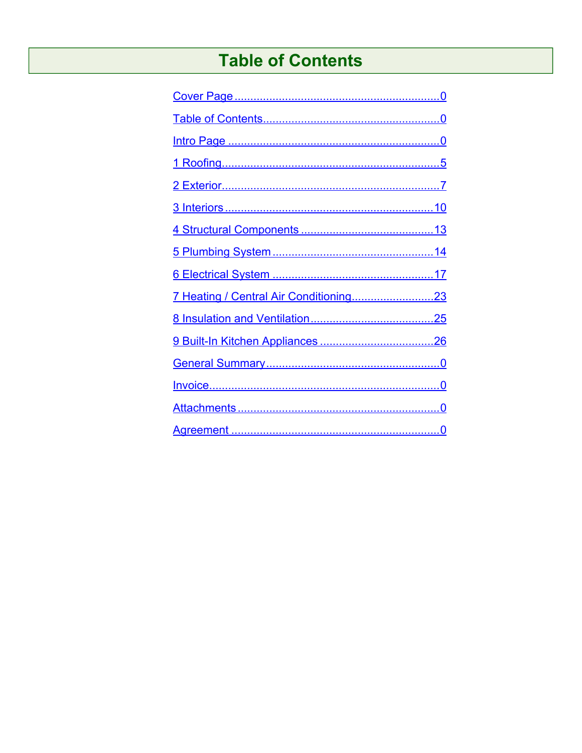# Table of Contents

Cover Page .................................................................0

Table of Contents........................................................0

Intro Page ...................................................................0

1 Roofing......................................................................5

2 Exterior......................................................................7

3 Interiors ...................................................................10

4 Structural Components ..........................................13

5 Plumbing System ...................................................14

6 Electrical System ...................................................17

7 Heating / Central Air Conditioning..........................23

8 Insulation and Ventilation.......................................25

9 Built-In Kitchen Appliances ....................................26

General Summary.......................................................0

Invoice.........................................................................0

Attachments ................................................................0

Agreement ...................................................................0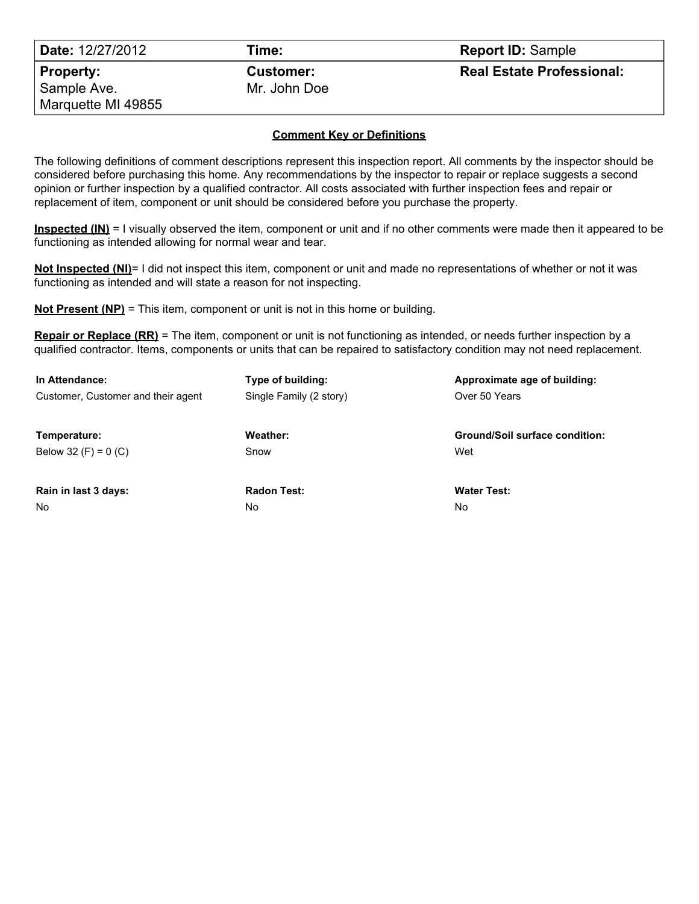| **Date:** 12/27/2012 | **Time:** | **Report ID:** Sample |
|---|---|---|
| **Property:**<br>Sample Ave.<br>Marquette MI 49855 | **Customer:**<br>Mr. John Doe | **Real Estate Professional:** |

## Comment Key or Definitions

The following definitions of comment descriptions represent this inspection report. All comments by the inspector should be considered before purchasing this home. Any recommendations by the inspector to repair or replace suggests a second opinion or further inspection by a qualified contractor. All costs associated with further inspection fees and repair or replacement of item, component or unit should be considered before you purchase the property.

**Inspected (IN)** = I visually observed the item, component or unit and if no other comments were made then it appeared to be functioning as intended allowing for normal wear and tear.

**Not Inspected (NI)**= I did not inspect this item, component or unit and made no representations of whether or not it was functioning as intended and will state a reason for not inspecting.

**Not Present (NP)** = This item, component or unit is not in this home or building.

**Repair or Replace (RR)** = The item, component or unit is not functioning as intended, or needs further inspection by a qualified contractor. Items, components or units that can be repaired to satisfactory condition may not need replacement.

| **In Attendance:** | **Type of building:** | **Approximate age of building:** |
|---|---|---|
| Customer, Customer and their agent | Single Family (2 story) | Over 50 Years |
| **Temperature:** | **Weather:** | **Ground/Soil surface condition:** |
| Below 32 (F) = 0 (C) | Snow | Wet |
| **Rain in last 3 days:** | **Radon Test:** | **Water Test:** |
| No | No | No |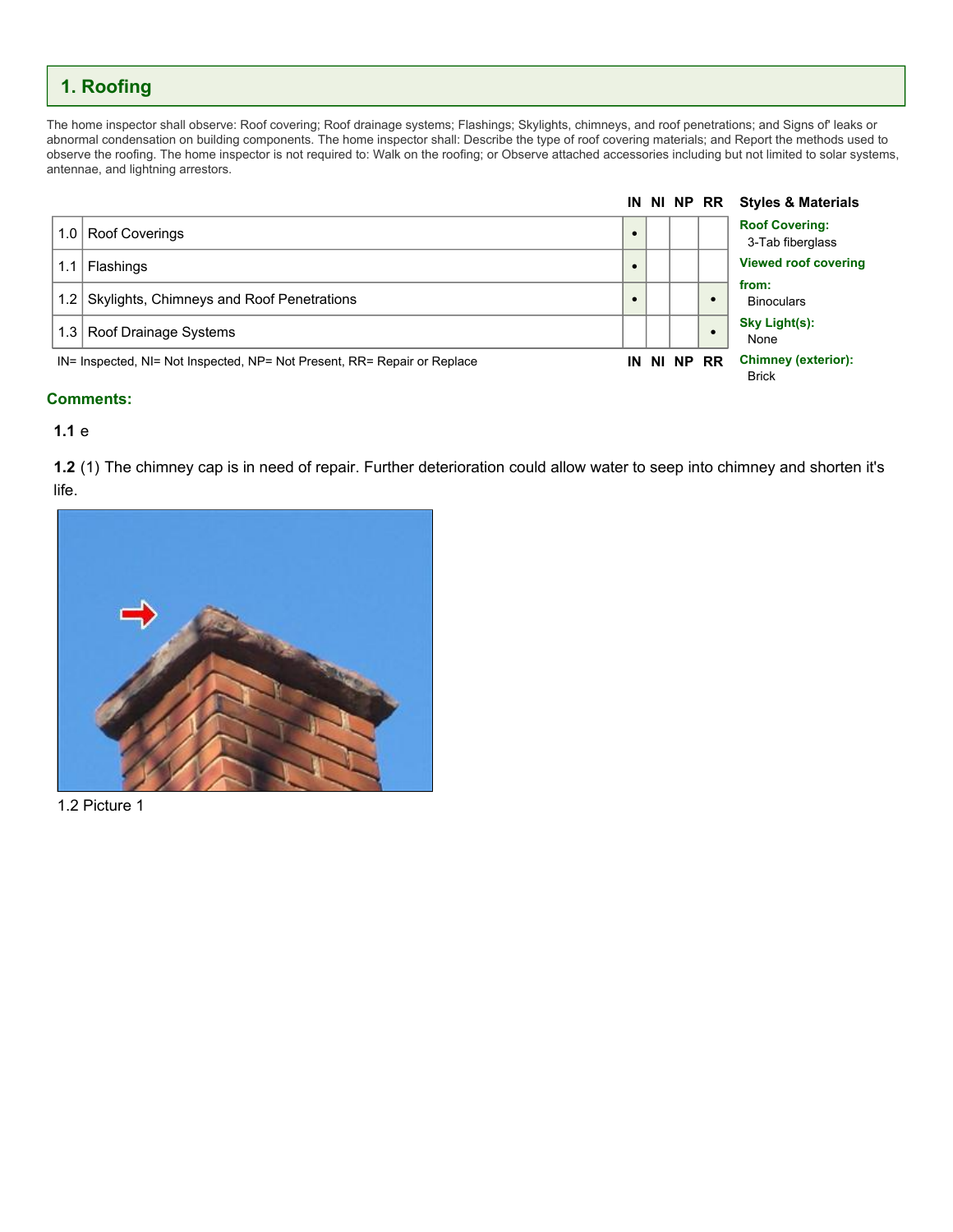## 1. Roofing

The home inspector shall observe: Roof covering; Roof drainage systems; Flashings; Skylights, chimneys, and roof penetrations; and Signs of' leaks or abnormal condensation on building components. The home inspector shall: Describe the type of roof covering materials; and Report the methods used to observe the roofing. The home inspector is not required to: Walk on the roofing; or Observe attached accessories including but not limited to solar systems, antennae, and lightning arrestors.

| | | IN | NI | NP | RR |
|---|---|---|---|---|---|
| 1.0 | Roof Coverings | • | | | |
| 1.1 | Flashings | • | | | |
| 1.2 | Skylights, Chimneys and Roof Penetrations | • | | | • |
| 1.3 | Roof Drainage Systems | | | | • |

IN= Inspected, NI= Not Inspected, NP= Not Present, RR= Repair or Replace

**Styles & Materials**

**Roof Covering:**
3-Tab fiberglass

**Viewed roof covering from:**
Binoculars

**Sky Light(s):**
None

**Chimney (exterior):**
Brick

### Comments:

**1.1** e

**1.2** (1) The chimney cap is in need of repair. Further deterioration could allow water to seep into chimney and shorten it's life.

1.2 Picture 1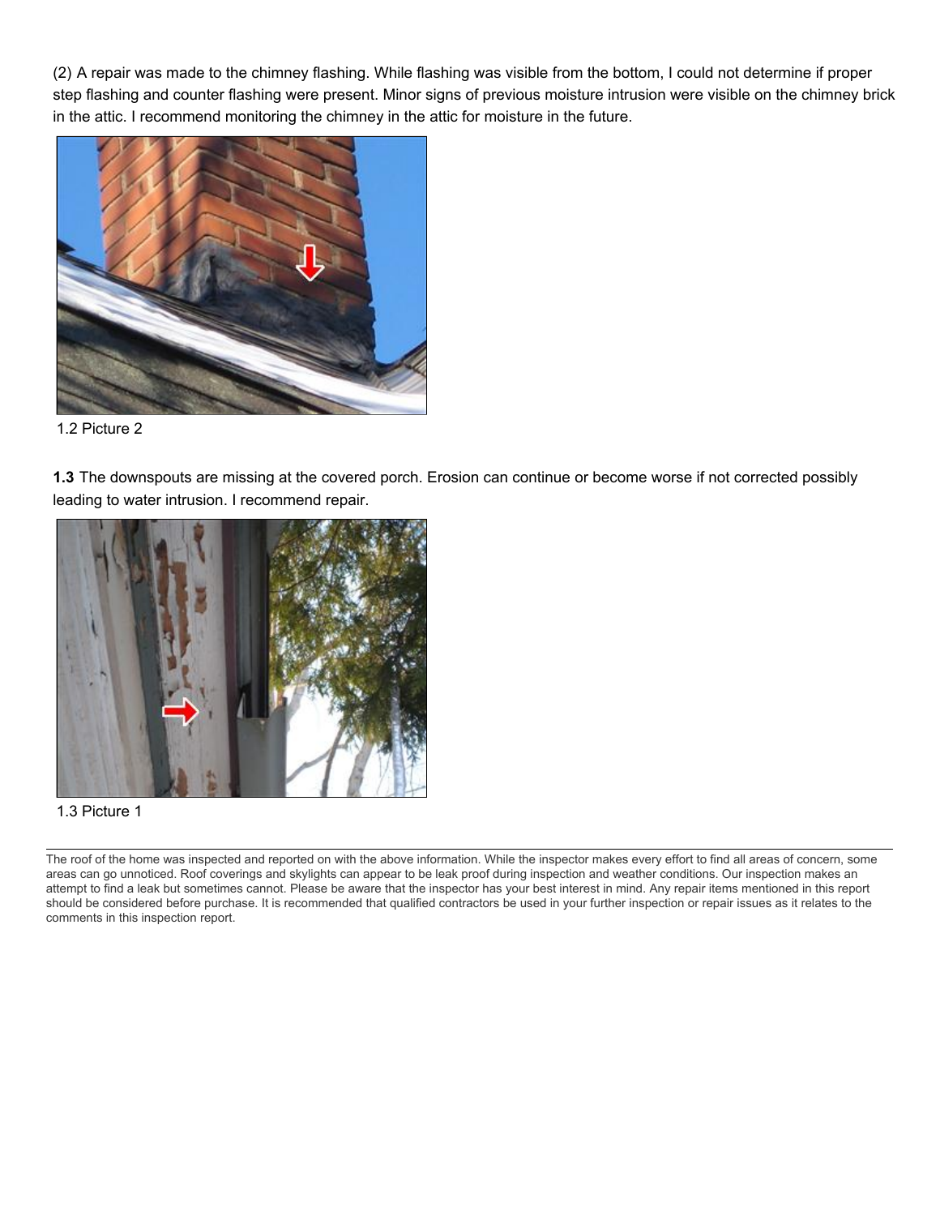(2) A repair was made to the chimney flashing. While flashing was visible from the bottom, I could not determine if proper step flashing and counter flashing were present. Minor signs of previous moisture intrusion were visible on the chimney brick in the attic. I recommend monitoring the chimney in the attic for moisture in the future.

1.2 Picture 2

**1.3** The downspouts are missing at the covered porch. Erosion can continue or become worse if not corrected possibly leading to water intrusion. I recommend repair.

1.3 Picture 1

The roof of the home was inspected and reported on with the above information. While the inspector makes every effort to find all areas of concern, some areas can go unnoticed. Roof coverings and skylights can appear to be leak proof during inspection and weather conditions. Our inspection makes an attempt to find a leak but sometimes cannot. Please be aware that the inspector has your best interest in mind. Any repair items mentioned in this report should be considered before purchase. It is recommended that qualified contractors be used in your further inspection or repair issues as it relates to the comments in this inspection report.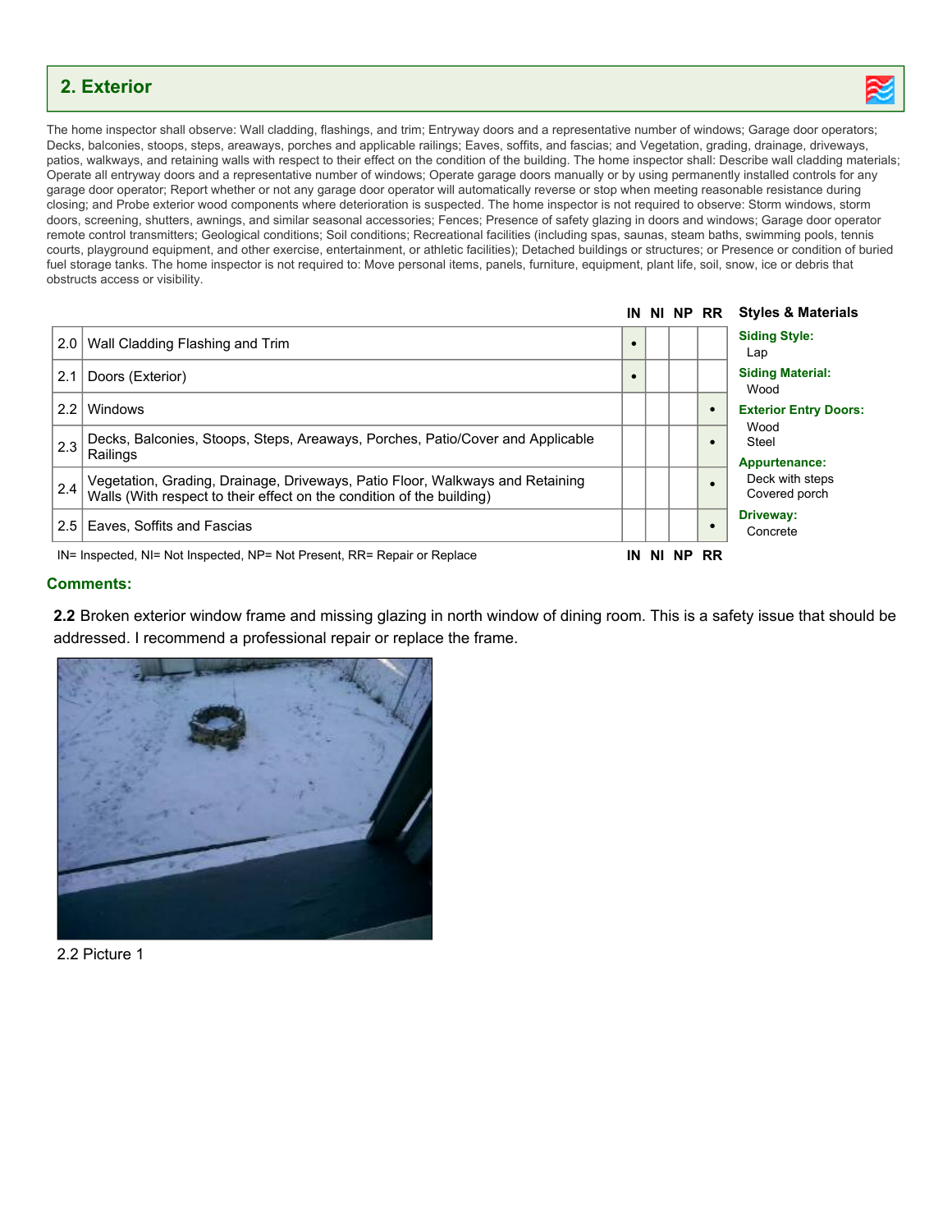## 2. Exterior

The home inspector shall observe: Wall cladding, flashings, and trim; Entryway doors and a representative number of windows; Garage door operators; Decks, balconies, stoops, steps, areaways, porches and applicable railings; Eaves, soffits, and fascias; and Vegetation, grading, drainage, driveways, patios, walkways, and retaining walls with respect to their effect on the condition of the building. The home inspector shall: Describe wall cladding materials; Operate all entryway doors and a representative number of windows; Operate garage doors manually or by using permanently installed controls for any garage door operator; Report whether or not any garage door operator will automatically reverse or stop when meeting reasonable resistance during closing; and Probe exterior wood components where deterioration is suspected. The home inspector is not required to observe: Storm windows, storm doors, screening, shutters, awnings, and similar seasonal accessories; Fences; Presence of safety glazing in doors and windows; Garage door operator remote control transmitters; Geological conditions; Soil conditions; Recreational facilities (including spas, saunas, steam baths, swimming pools, tennis courts, playground equipment, and other exercise, entertainment, or athletic facilities); Detached buildings or structures; or Presence or condition of buried fuel storage tanks. The home inspector is not required to: Move personal items, panels, furniture, equipment, plant life, soil, snow, ice or debris that obstructs access or visibility.

| | | IN | NI | NP | RR |
|---|---|---|---|---|---|
| 2.0 | Wall Cladding Flashing and Trim | • | | | |
| 2.1 | Doors (Exterior) | • | | | |
| 2.2 | Windows | | | | • |
| 2.3 | Decks, Balconies, Stoops, Steps, Areaways, Porches, Patio/Cover and Applicable Railings | | | | • |
| 2.4 | Vegetation, Grading, Drainage, Driveways, Patio Floor, Walkways and Retaining Walls (With respect to their effect on the condition of the building) | | | | • |
| 2.5 | Eaves, Soffits and Fascias | | | | • |

IN= Inspected, NI= Not Inspected, NP= Not Present, RR= Repair or Replace

### Styles & Materials

**Siding Style:**
Lap

**Siding Material:**
Wood

**Exterior Entry Doors:**
Wood
Steel

**Appurtenance:**
Deck with steps
Covered porch

**Driveway:**
Concrete

### Comments:

**2.2** Broken exterior window frame and missing glazing in north window of dining room. This is a safety issue that should be addressed. I recommend a professional repair or replace the frame.

2.2 Picture 1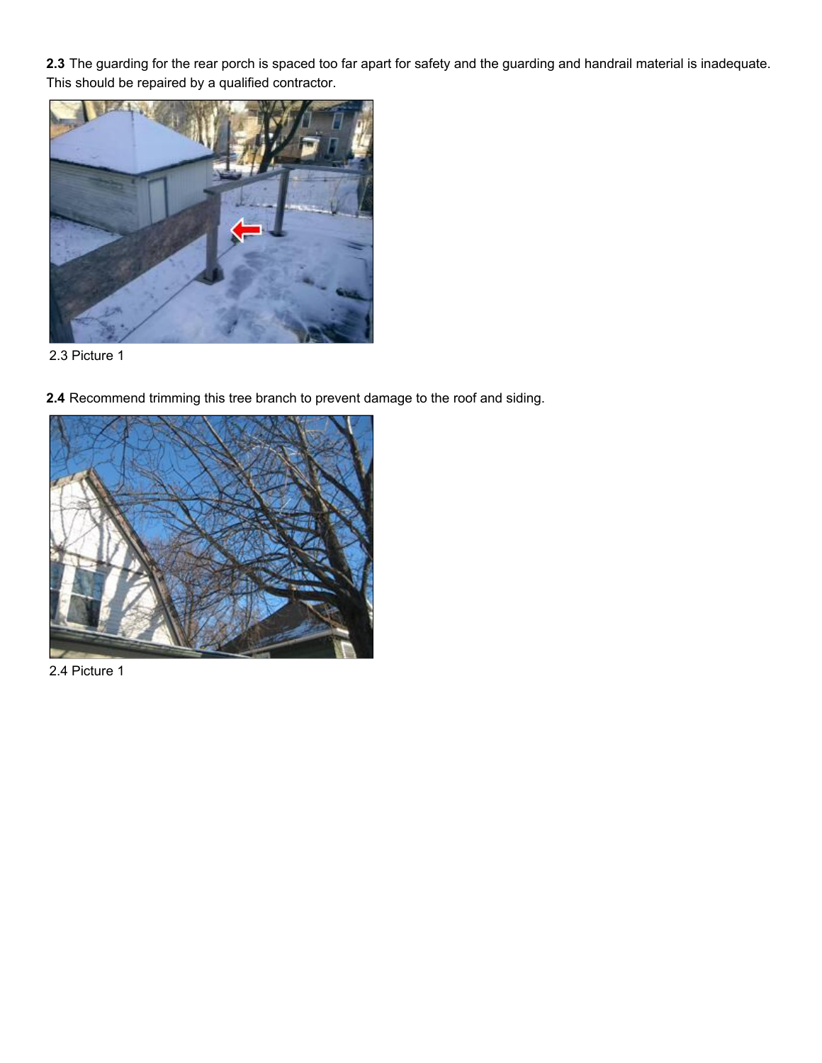**2.3** The guarding for the rear porch is spaced too far apart for safety and the guarding and handrail material is inadequate. This should be repaired by a qualified contractor.

2.3 Picture 1

**2.4** Recommend trimming this tree branch to prevent damage to the roof and siding.

2.4 Picture 1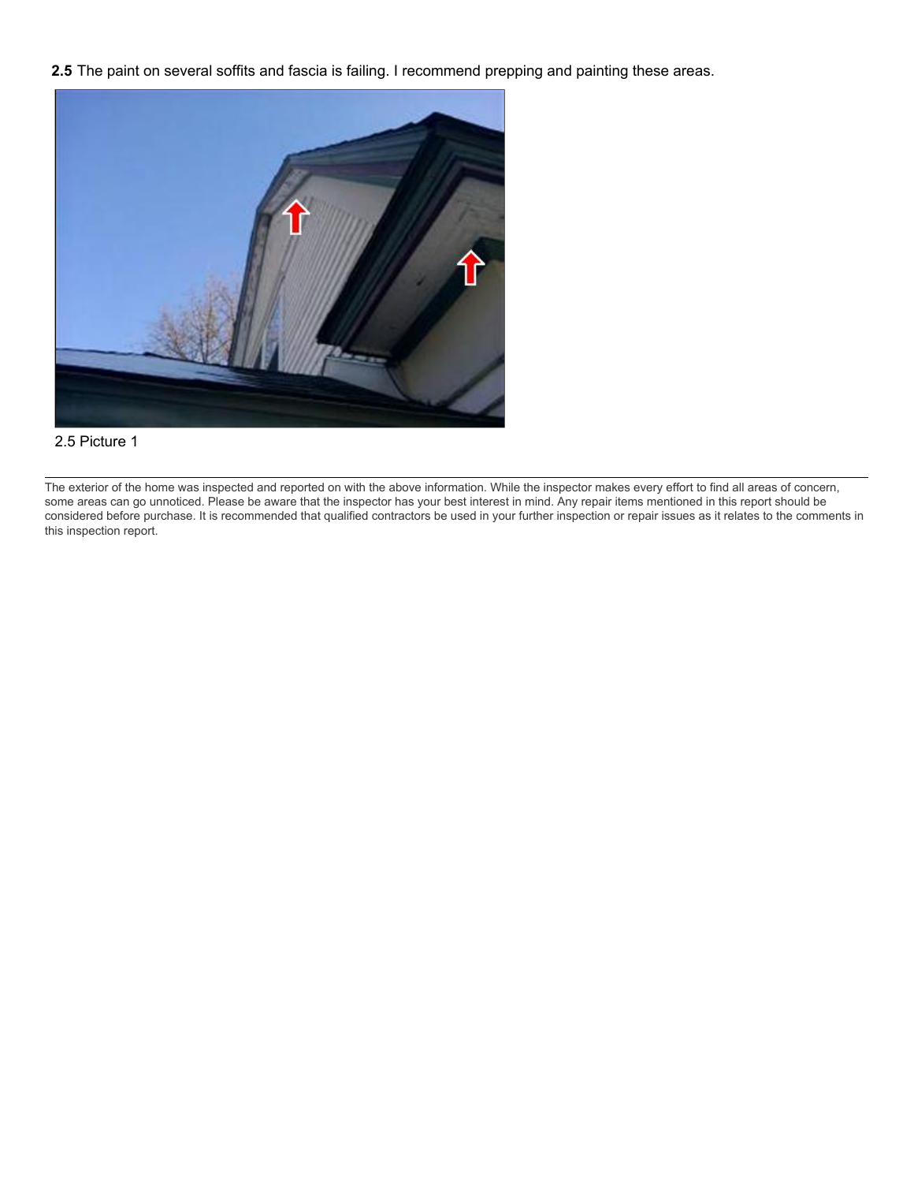**2.5** The paint on several soffits and fascia is failing. I recommend prepping and painting these areas.

2.5 Picture 1

---

The exterior of the home was inspected and reported on with the above information. While the inspector makes every effort to find all areas of concern, some areas can go unnoticed. Please be aware that the inspector has your best interest in mind. Any repair items mentioned in this report should be considered before purchase. It is recommended that qualified contractors be used in your further inspection or repair issues as it relates to the comments in this inspection report.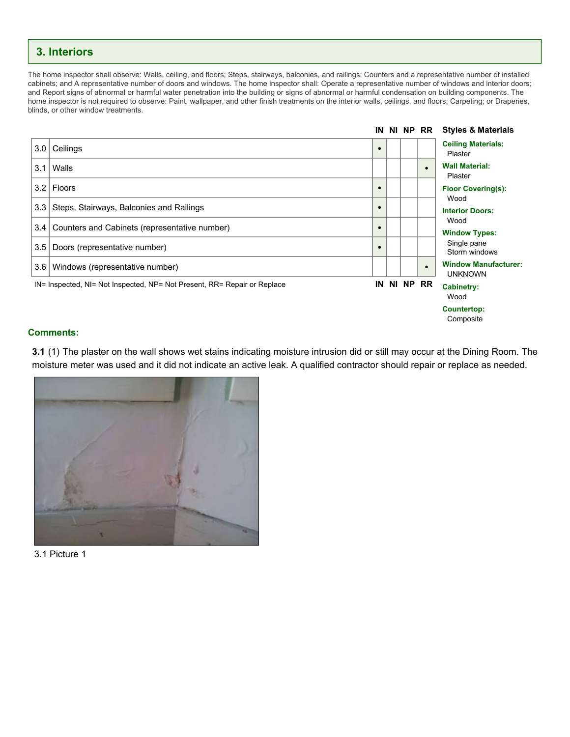## 3. Interiors

The home inspector shall observe: Walls, ceiling, and floors; Steps, stairways, balconies, and railings; Counters and a representative number of installed cabinets; and A representative number of doors and windows. The home inspector shall: Operate a representative number of windows and interior doors; and Report signs of abnormal or harmful water penetration into the building or signs of abnormal or harmful condensation on building components. The home inspector is not required to observe: Paint, wallpaper, and other finish treatments on the interior walls, ceilings, and floors; Carpeting; or Draperies, blinds, or other window treatments.

| | | IN | NI | NP | RR |
|---|---|---|---|---|---|
| 3.0 | Ceilings | • | | | |
| 3.1 | Walls | | | | • |
| 3.2 | Floors | • | | | |
| 3.3 | Steps, Stairways, Balconies and Railings | • | | | |
| 3.4 | Counters and Cabinets (representative number) | • | | | |
| 3.5 | Doors (representative number) | • | | | |
| 3.6 | Windows (representative number) | | | | • |

IN= Inspected, NI= Not Inspected, NP= Not Present, RR= Repair or Replace

**Styles & Materials**

**Ceiling Materials:**
Plaster

**Wall Material:**
Plaster

**Floor Covering(s):**
Wood

**Interior Doors:**
Wood

**Window Types:**
Single pane
Storm windows

**Window Manufacturer:**
UNKNOWN

**Cabinetry:**
Wood

**Countertop:**
Composite

**Comments:**

**3.1** (1) The plaster on the wall shows wet stains indicating moisture intrusion did or still may occur at the Dining Room. The moisture meter was used and it did not indicate an active leak. A qualified contractor should repair or replace as needed.

3.1 Picture 1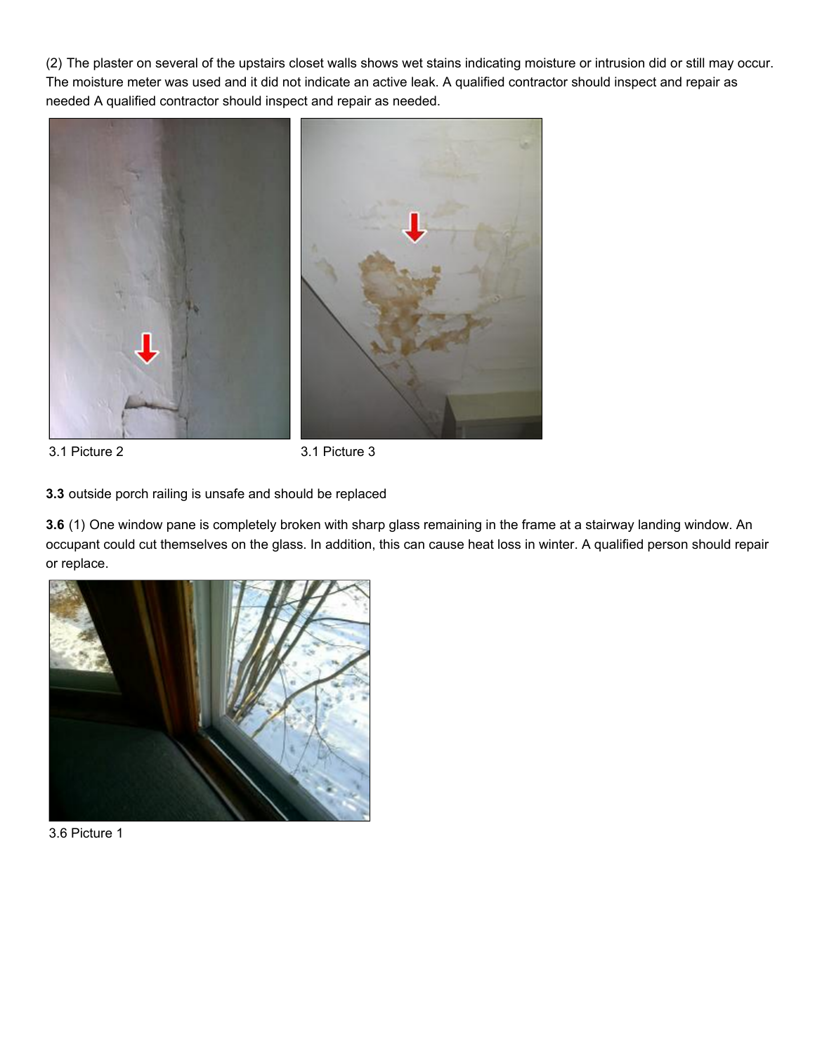(2) The plaster on several of the upstairs closet walls shows wet stains indicating moisture or intrusion did or still may occur. The moisture meter was used and it did not indicate an active leak. A qualified contractor should inspect and repair as needed A qualified contractor should inspect and repair as needed.

3.1 Picture 2

3.1 Picture 3

**3.3** outside porch railing is unsafe and should be replaced

**3.6** (1) One window pane is completely broken with sharp glass remaining in the frame at a stairway landing window. An occupant could cut themselves on the glass. In addition, this can cause heat loss in winter. A qualified person should repair or replace.

3.6 Picture 1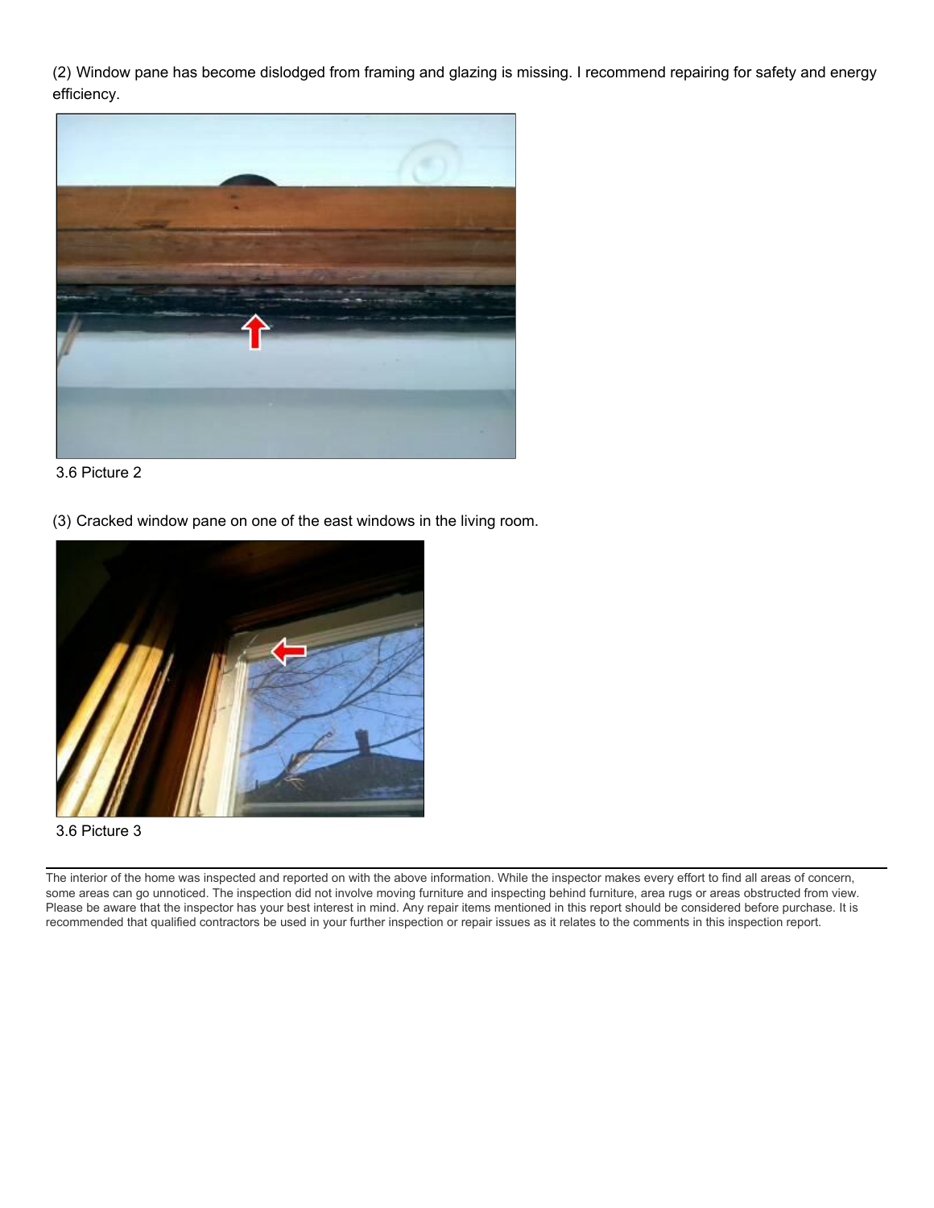(2) Window pane has become dislodged from framing and glazing is missing. I recommend repairing for safety and energy efficiency.

3.6 Picture 2

(3) Cracked window pane on one of the east windows in the living room.

3.6 Picture 3

The interior of the home was inspected and reported on with the above information. While the inspector makes every effort to find all areas of concern, some areas can go unnoticed. The inspection did not involve moving furniture and inspecting behind furniture, area rugs or areas obstructed from view. Please be aware that the inspector has your best interest in mind. Any repair items mentioned in this report should be considered before purchase. It is recommended that qualified contractors be used in your further inspection or repair issues as it relates to the comments in this inspection report.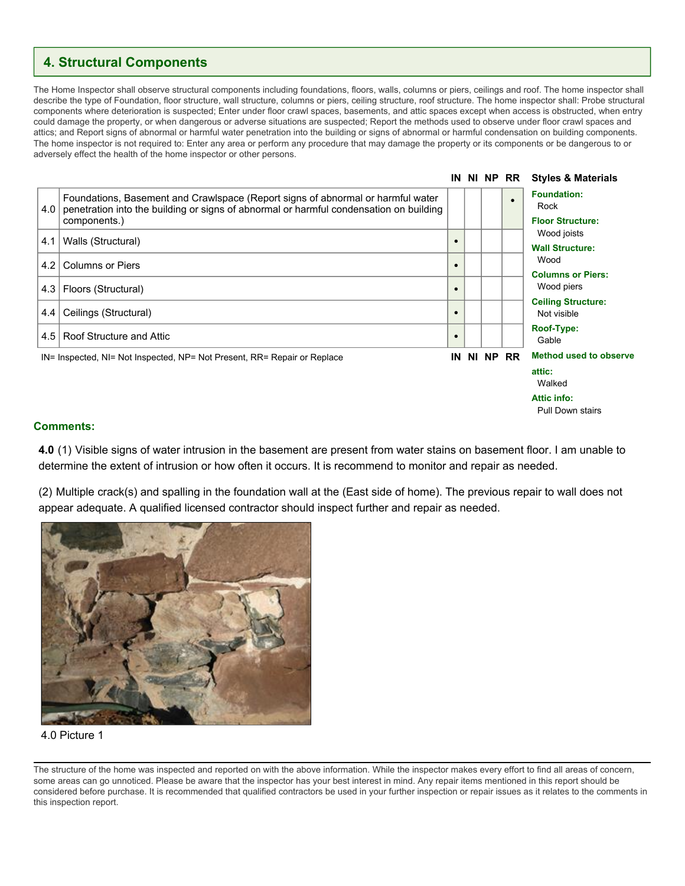## 4. Structural Components

The Home Inspector shall observe structural components including foundations, floors, walls, columns or piers, ceilings and roof. The home inspector shall describe the type of Foundation, floor structure, wall structure, columns or piers, ceiling structure, roof structure. The home inspector shall: Probe structural components where deterioration is suspected; Enter under floor crawl spaces, basements, and attic spaces except when access is obstructed, when entry could damage the property, or when dangerous or adverse situations are suspected; Report the methods used to observe under floor crawl spaces and attics; and Report signs of abnormal or harmful water penetration into the building or signs of abnormal or harmful condensation on building components. The home inspector is not required to: Enter any area or perform any procedure that may damage the property or its components or be dangerous to or adversely effect the health of the home inspector or other persons.

| | | IN | NI | NP | RR |
|---|---|---|---|---|---|
| 4.0 | Foundations, Basement and Crawlspace (Report signs of abnormal or harmful water penetration into the building or signs of abnormal or harmful condensation on building components.) | | | | • |
| 4.1 | Walls (Structural) | • | | | |
| 4.2 | Columns or Piers | • | | | |
| 4.3 | Floors (Structural) | • | | | |
| 4.4 | Ceilings (Structural) | • | | | |
| 4.5 | Roof Structure and Attic | • | | | |

IN= Inspected, NI= Not Inspected, NP= Not Present, RR= Repair or Replace

**Styles & Materials**

**Foundation:**
Rock

**Floor Structure:**
Wood joists

**Wall Structure:**
Wood

**Columns or Piers:**
Wood piers

**Ceiling Structure:**
Not visible

**Roof-Type:**
Gable

**Method used to observe attic:**
Walked

**Attic info:**
Pull Down stairs

### Comments:

**4.0** (1) Visible signs of water intrusion in the basement are present from water stains on basement floor. I am unable to determine the extent of intrusion or how often it occurs. It is recommend to monitor and repair as needed.

(2) Multiple crack(s) and spalling in the foundation wall at the (East side of home). The previous repair to wall does not appear adequate. A qualified licensed contractor should inspect further and repair as needed.

4.0 Picture 1

The structure of the home was inspected and reported on with the above information. While the inspector makes every effort to find all areas of concern, some areas can go unnoticed. Please be aware that the inspector has your best interest in mind. Any repair items mentioned in this report should be considered before purchase. It is recommended that qualified contractors be used in your further inspection or repair issues as it relates to the comments in this inspection report.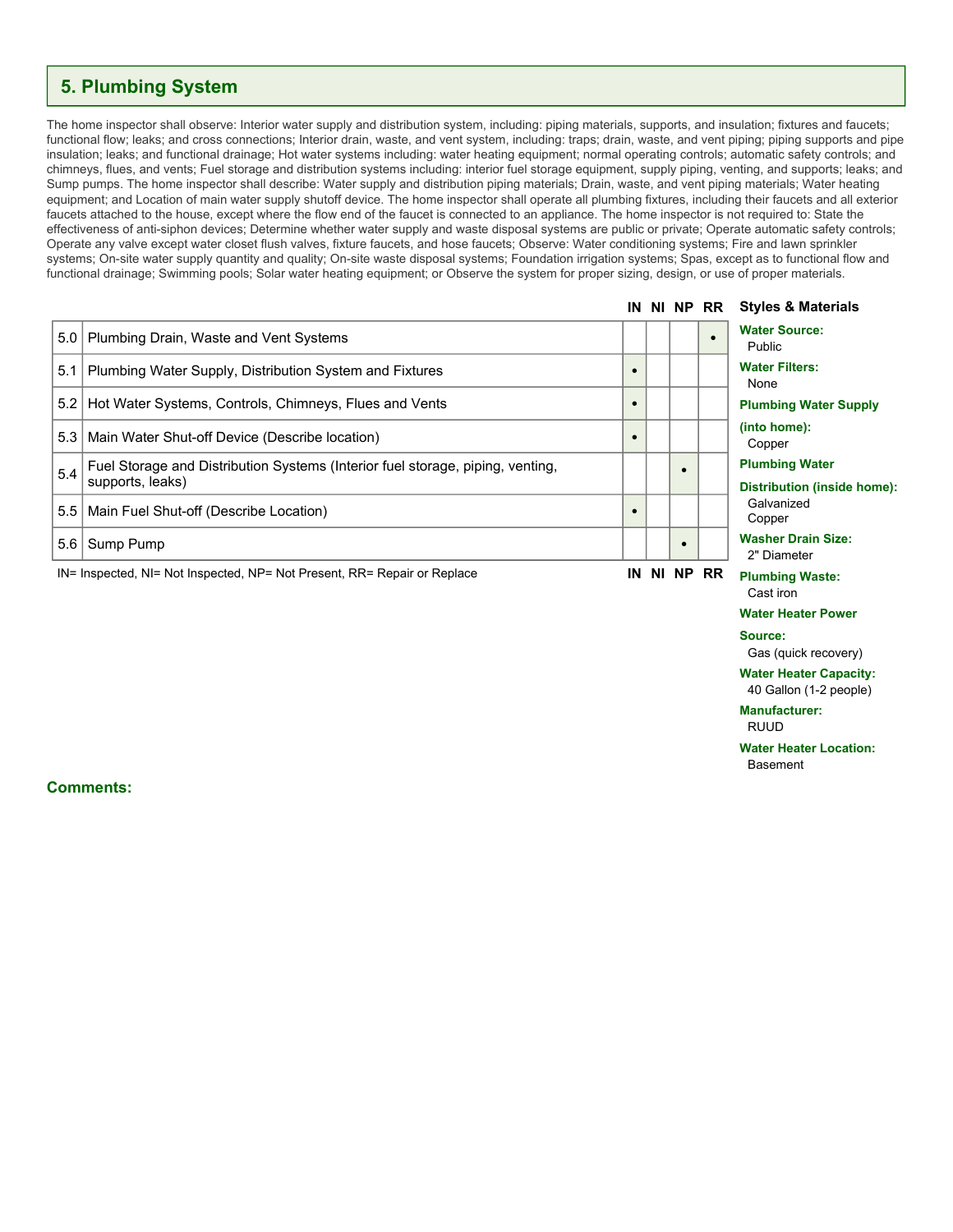## 5. Plumbing System

The home inspector shall observe: Interior water supply and distribution system, including: piping materials, supports, and insulation; fixtures and faucets; functional flow; leaks; and cross connections; Interior drain, waste, and vent system, including: traps; drain, waste, and vent piping; piping supports and pipe insulation; leaks; and functional drainage; Hot water systems including: water heating equipment; normal operating controls; automatic safety controls; and chimneys, flues, and vents; Fuel storage and distribution systems including: interior fuel storage equipment, supply piping, venting, and supports; leaks; and Sump pumps. The home inspector shall describe: Water supply and distribution piping materials; Drain, waste, and vent piping materials; Water heating equipment; and Location of main water supply shutoff device. The home inspector shall operate all plumbing fixtures, including their faucets and all exterior faucets attached to the house, except where the flow end of the faucet is connected to an appliance. The home inspector is not required to: State the effectiveness of anti-siphon devices; Determine whether water supply and waste disposal systems are public or private; Operate automatic safety controls; Operate any valve except water closet flush valves, fixture faucets, and hose faucets; Observe: Water conditioning systems; Fire and lawn sprinkler systems; On-site water supply quantity and quality; On-site waste disposal systems; Foundation irrigation systems; Spas, except as to functional flow and functional drainage; Swimming pools; Solar water heating equipment; or Observe the system for proper sizing, design, or use of proper materials.

| | | IN | NI | NP | RR |
|---|---|---|---|---|---|
| 5.0 | Plumbing Drain, Waste and Vent Systems | | | | • |
| 5.1 | Plumbing Water Supply, Distribution System and Fixtures | • | | | |
| 5.2 | Hot Water Systems, Controls, Chimneys, Flues and Vents | • | | | |
| 5.3 | Main Water Shut-off Device (Describe location) | • | | | |
| 5.4 | Fuel Storage and Distribution Systems (Interior fuel storage, piping, venting, supports, leaks) | | | • | |
| 5.5 | Main Fuel Shut-off (Describe Location) | • | | | |
| 5.6 | Sump Pump | | | • | |

IN= Inspected, NI= Not Inspected, NP= Not Present, RR= Repair or Replace

### Styles & Materials

**Water Source:**
Public

**Water Filters:**
None

**Plumbing Water Supply (into home):**
Copper

**Plumbing Water Distribution (inside home):**
Galvanized
Copper

**Washer Drain Size:**
2" Diameter

**Plumbing Waste:**
Cast iron

**Water Heater Power Source:**
Gas (quick recovery)

**Water Heater Capacity:**
40 Gallon (1-2 people)

**Manufacturer:**
RUUD

**Water Heater Location:**
Basement

**Comments:**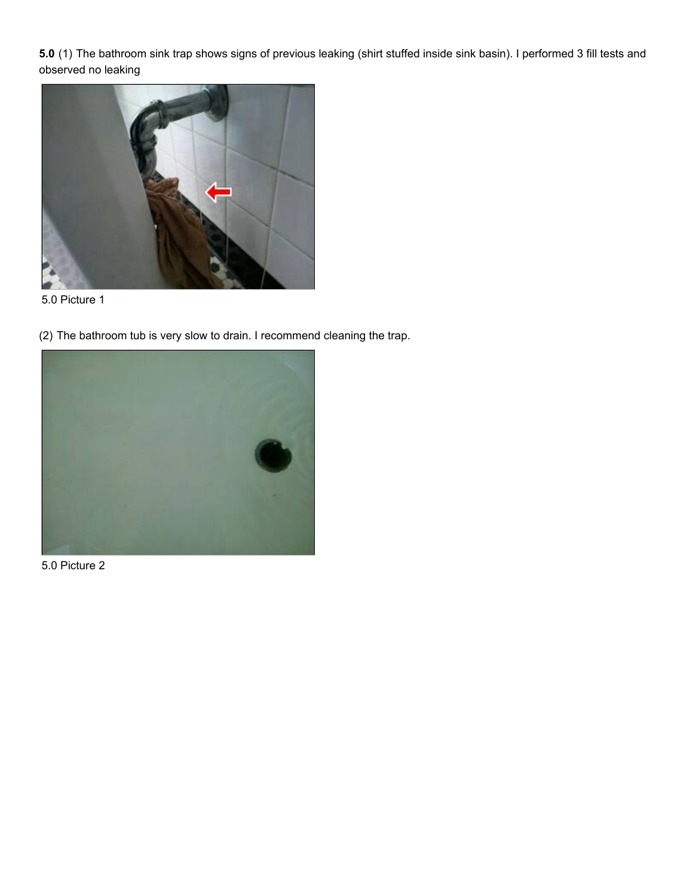**5.0** (1) The bathroom sink trap shows signs of previous leaking (shirt stuffed inside sink basin). I performed 3 fill tests and observed no leaking

5.0 Picture 1

(2) The bathroom tub is very slow to drain. I recommend cleaning the trap.

5.0 Picture 2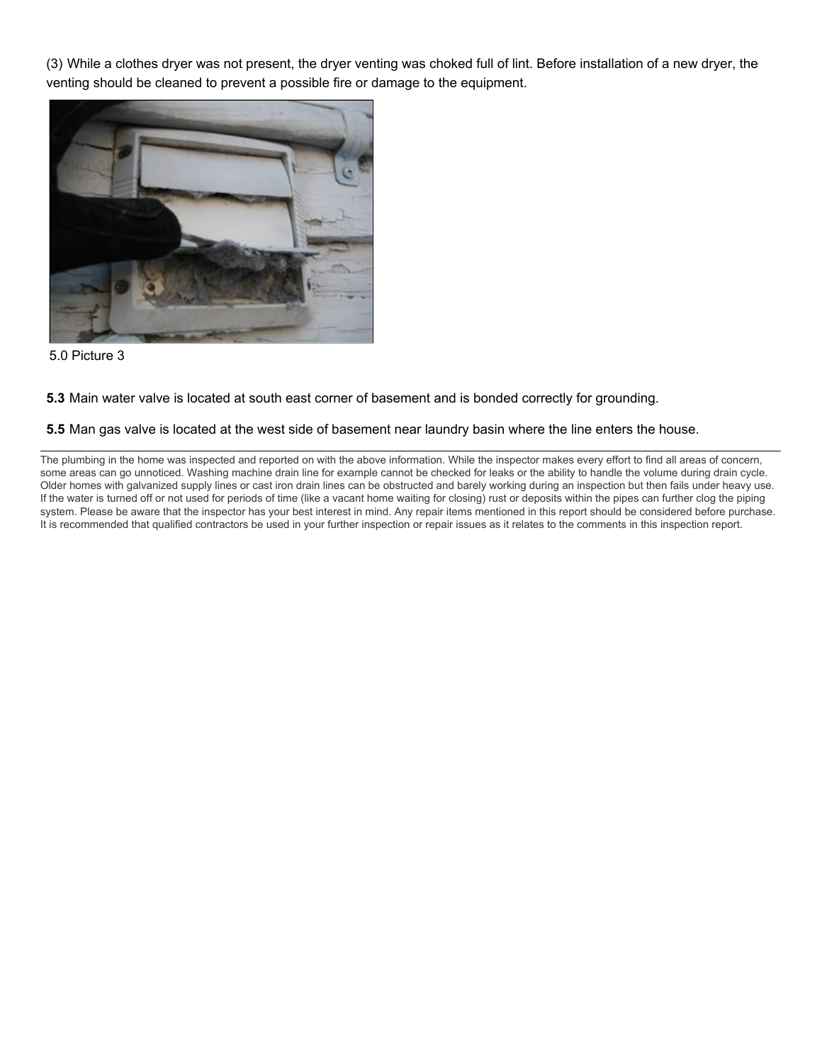(3) While a clothes dryer was not present, the dryer venting was choked full of lint. Before installation of a new dryer, the venting should be cleaned to prevent a possible fire or damage to the equipment.

5.0 Picture 3

**5.3** Main water valve is located at south east corner of basement and is bonded correctly for grounding.

**5.5** Man gas valve is located at the west side of basement near laundry basin where the line enters the house.

---

The plumbing in the home was inspected and reported on with the above information. While the inspector makes every effort to find all areas of concern, some areas can go unnoticed. Washing machine drain line for example cannot be checked for leaks or the ability to handle the volume during drain cycle. Older homes with galvanized supply lines or cast iron drain lines can be obstructed and barely working during an inspection but then fails under heavy use. If the water is turned off or not used for periods of time (like a vacant home waiting for closing) rust or deposits within the pipes can further clog the piping system. Please be aware that the inspector has your best interest in mind. Any repair items mentioned in this report should be considered before purchase. It is recommended that qualified contractors be used in your further inspection or repair issues as it relates to the comments in this inspection report.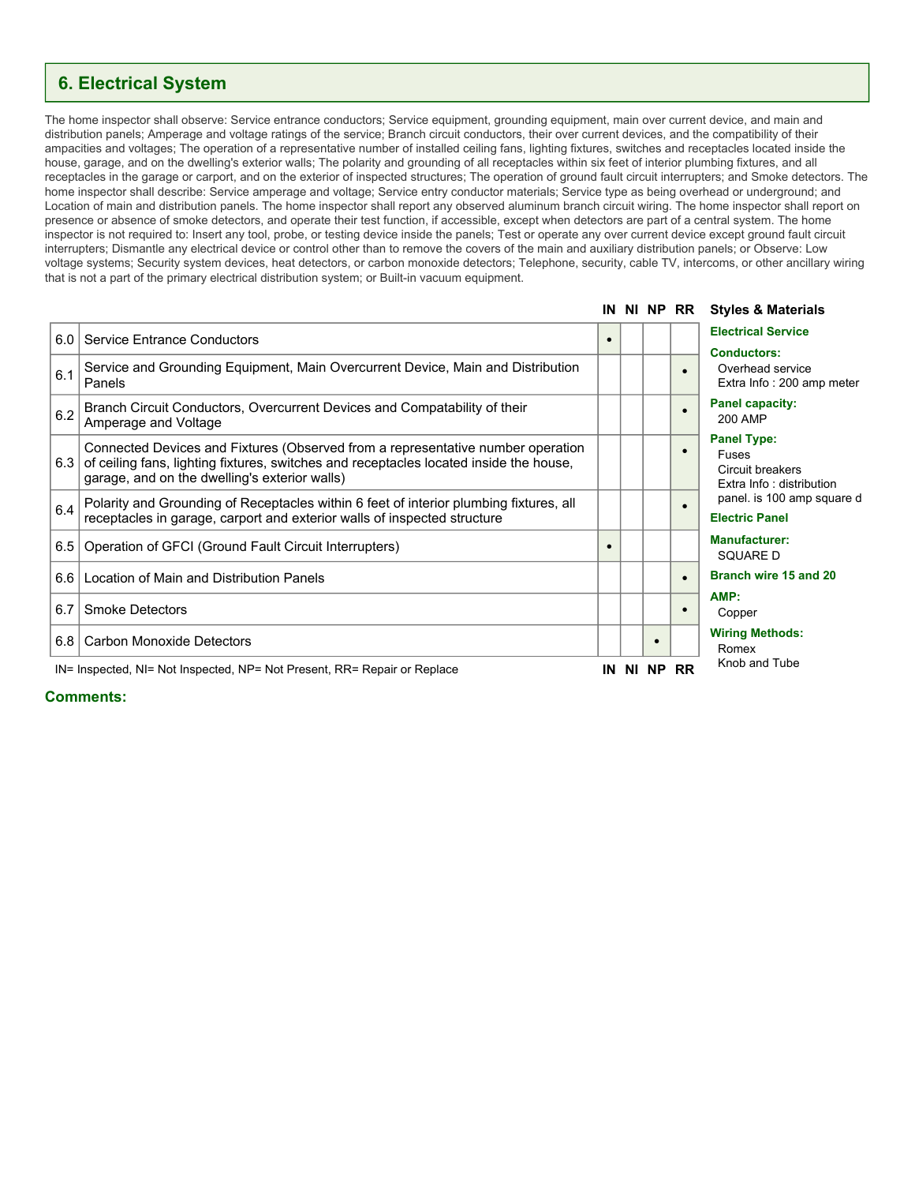## 6. Electrical System

The home inspector shall observe: Service entrance conductors; Service equipment, grounding equipment, main over current device, and main and distribution panels; Amperage and voltage ratings of the service; Branch circuit conductors, their over current devices, and the compatibility of their ampacities and voltages; The operation of a representative number of installed ceiling fans, lighting fixtures, switches and receptacles located inside the house, garage, and on the dwelling's exterior walls; The polarity and grounding of all receptacles within six feet of interior plumbing fixtures, and all receptacles in the garage or carport, and on the exterior of inspected structures; The operation of ground fault circuit interrupters; and Smoke detectors. The home inspector shall describe: Service amperage and voltage; Service entry conductor materials; Service type as being overhead or underground; and Location of main and distribution panels. The home inspector shall report any observed aluminum branch circuit wiring. The home inspector shall report on presence or absence of smoke detectors, and operate their test function, if accessible, except when detectors are part of a central system. The home inspector is not required to: Insert any tool, probe, or testing device inside the panels; Test or operate any over current device except ground fault circuit interrupters; Dismantle any electrical device or control other than to remove the covers of the main and auxiliary distribution panels; or Observe: Low voltage systems; Security system devices, heat detectors, or carbon monoxide detectors; Telephone, security, cable TV, intercoms, or other ancillary wiring that is not a part of the primary electrical distribution system; or Built-in vacuum equipment.

| | | IN | NI | NP | RR |
|---|---|---|---|---|---|
| 6.0 | Service Entrance Conductors | • | | | |
| 6.1 | Service and Grounding Equipment, Main Overcurrent Device, Main and Distribution Panels | | | | • |
| 6.2 | Branch Circuit Conductors, Overcurrent Devices and Compatability of their Amperage and Voltage | | | | • |
| 6.3 | Connected Devices and Fixtures (Observed from a representative number operation of ceiling fans, lighting fixtures, switches and receptacles located inside the house, garage, and on the dwelling's exterior walls) | | | | • |
| 6.4 | Polarity and Grounding of Receptacles within 6 feet of interior plumbing fixtures, all receptacles in garage, carport and exterior walls of inspected structure | | | | • |
| 6.5 | Operation of GFCI (Ground Fault Circuit Interrupters) | • | | | |
| 6.6 | Location of Main and Distribution Panels | | | | • |
| 6.7 | Smoke Detectors | | | | • |
| 6.8 | Carbon Monoxide Detectors | | | • | |

IN= Inspected, NI= Not Inspected, NP= Not Present, RR= Repair or Replace

### Styles & Materials

**Electrical Service**

**Conductors:**
Overhead service
Extra Info : 200 amp meter

**Panel capacity:**
200 AMP

**Panel Type:**
Fuses
Circuit breakers
Extra Info : distribution panel. is 100 amp square d

**Electric Panel**

**Manufacturer:**
SQUARE D

**Branch wire 15 and 20**

**AMP:**
Copper

**Wiring Methods:**
Romex
Knob and Tube

**Comments:**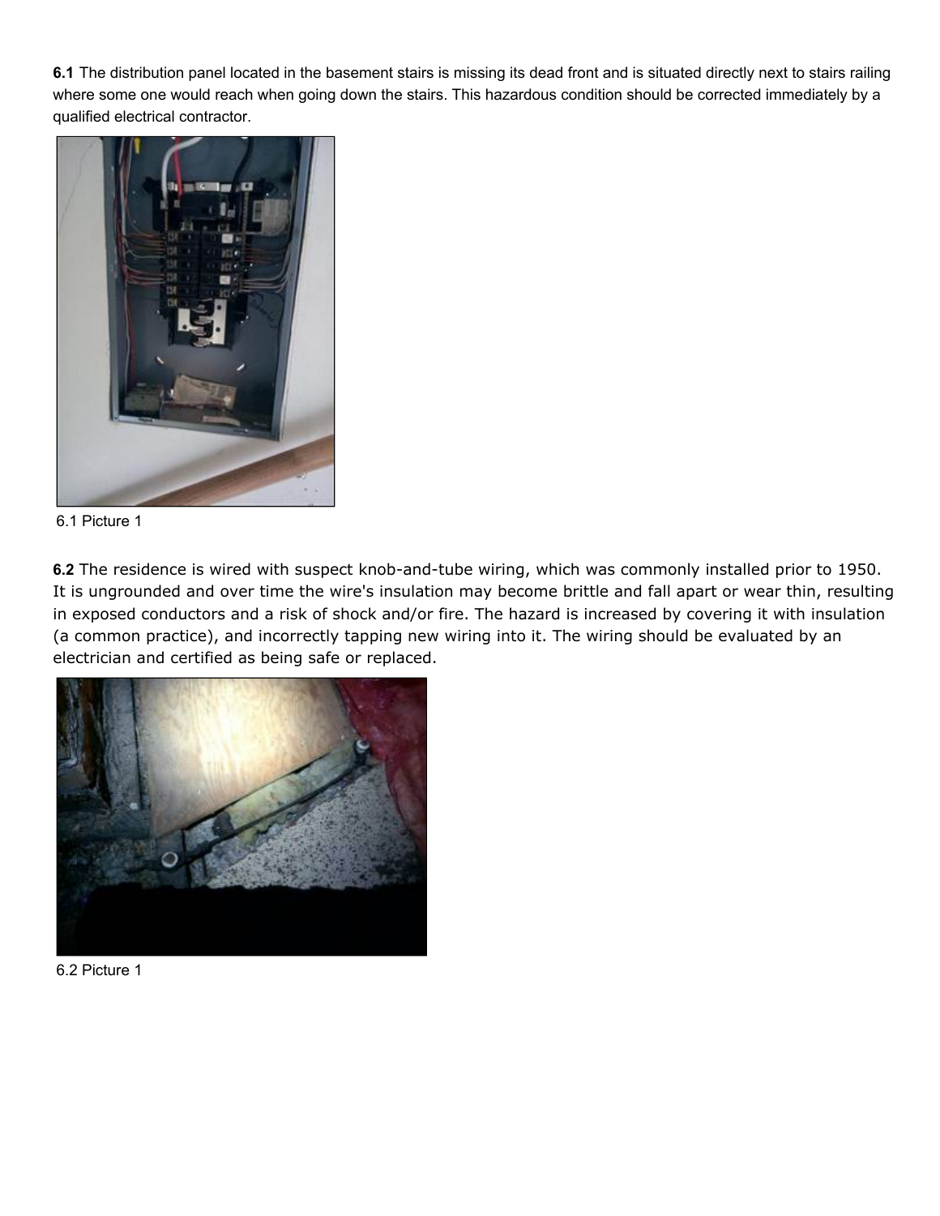**6.1** The distribution panel located in the basement stairs is missing its dead front and is situated directly next to stairs railing where some one would reach when going down the stairs. This hazardous condition should be corrected immediately by a qualified electrical contractor.

6.1 Picture 1

**6.2** The residence is wired with suspect knob-and-tube wiring, which was commonly installed prior to 1950. It is ungrounded and over time the wire's insulation may become brittle and fall apart or wear thin, resulting in exposed conductors and a risk of shock and/or fire. The hazard is increased by covering it with insulation (a common practice), and incorrectly tapping new wiring into it. The wiring should be evaluated by an electrician and certified as being safe or replaced.

6.2 Picture 1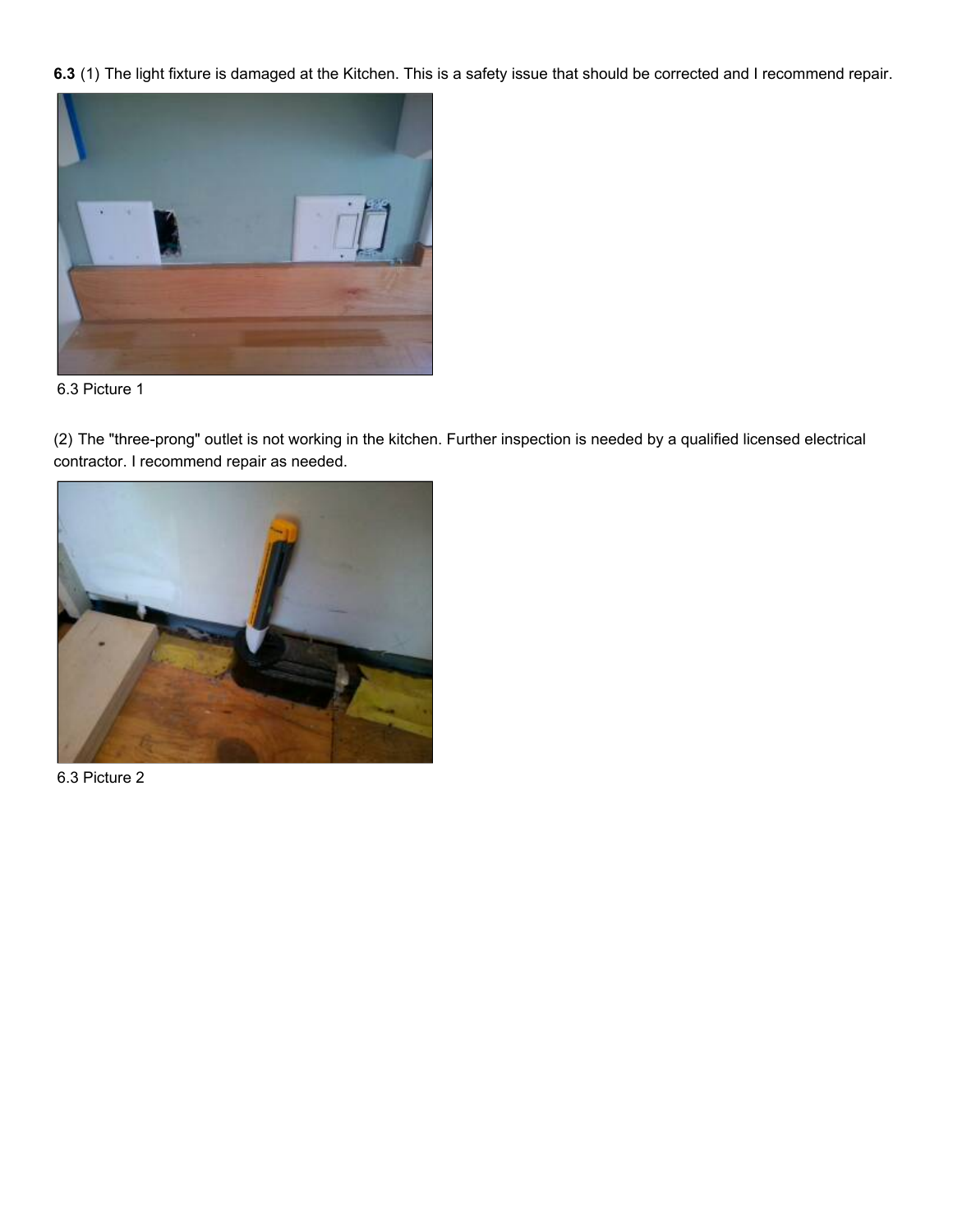**6.3** (1) The light fixture is damaged at the Kitchen. This is a safety issue that should be corrected and I recommend repair.

6.3 Picture 1

(2) The "three-prong" outlet is not working in the kitchen. Further inspection is needed by a qualified licensed electrical contractor. I recommend repair as needed.

6.3 Picture 2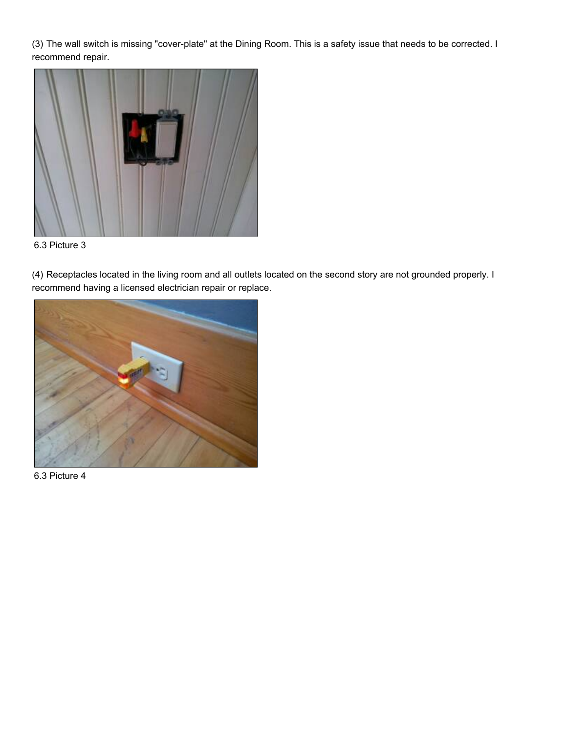(3) The wall switch is missing "cover-plate" at the Dining Room. This is a safety issue that needs to be corrected. I recommend repair.

6.3 Picture 3

(4) Receptacles located in the living room and all outlets located on the second story are not grounded properly. I recommend having a licensed electrician repair or replace.

6.3 Picture 4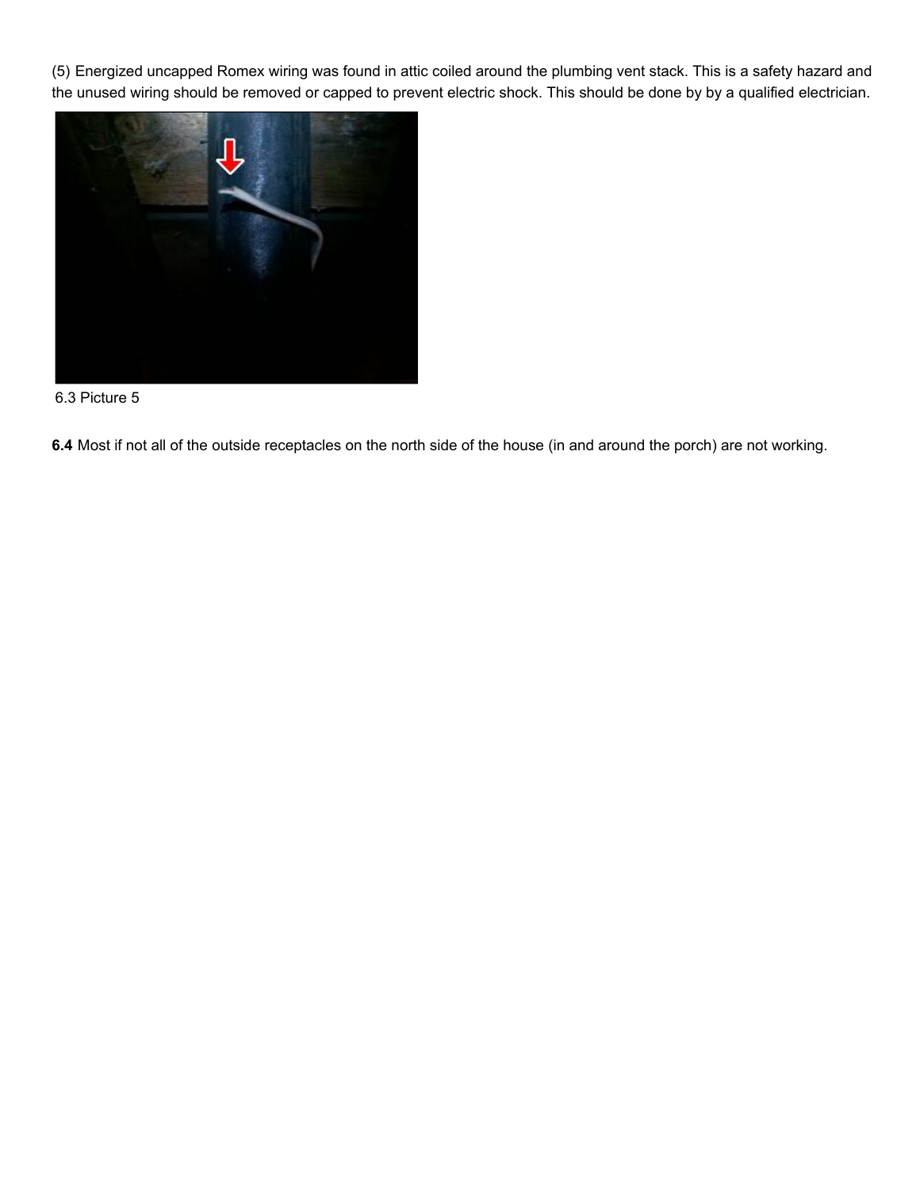(5) Energized uncapped Romex wiring was found in attic coiled around the plumbing vent stack. This is a safety hazard and the unused wiring should be removed or capped to prevent electric shock. This should be done by by a qualified electrician.

6.3 Picture 5

**6.4** Most if not all of the outside receptacles on the north side of the house (in and around the porch) are not working.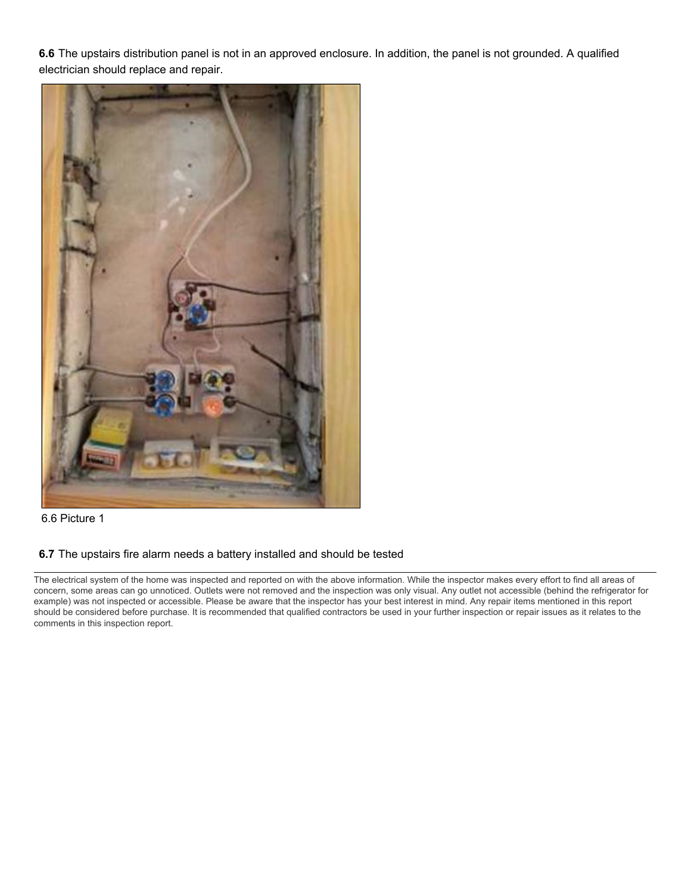**6.6** The upstairs distribution panel is not in an approved enclosure. In addition, the panel is not grounded. A qualified electrician should replace and repair.

6.6 Picture 1

**6.7** The upstairs fire alarm needs a battery installed and should be tested

---

The electrical system of the home was inspected and reported on with the above information. While the inspector makes every effort to find all areas of concern, some areas can go unnoticed. Outlets were not removed and the inspection was only visual. Any outlet not accessible (behind the refrigerator for example) was not inspected or accessible. Please be aware that the inspector has your best interest in mind. Any repair items mentioned in this report should be considered before purchase. It is recommended that qualified contractors be used in your further inspection or repair issues as it relates to the comments in this inspection report.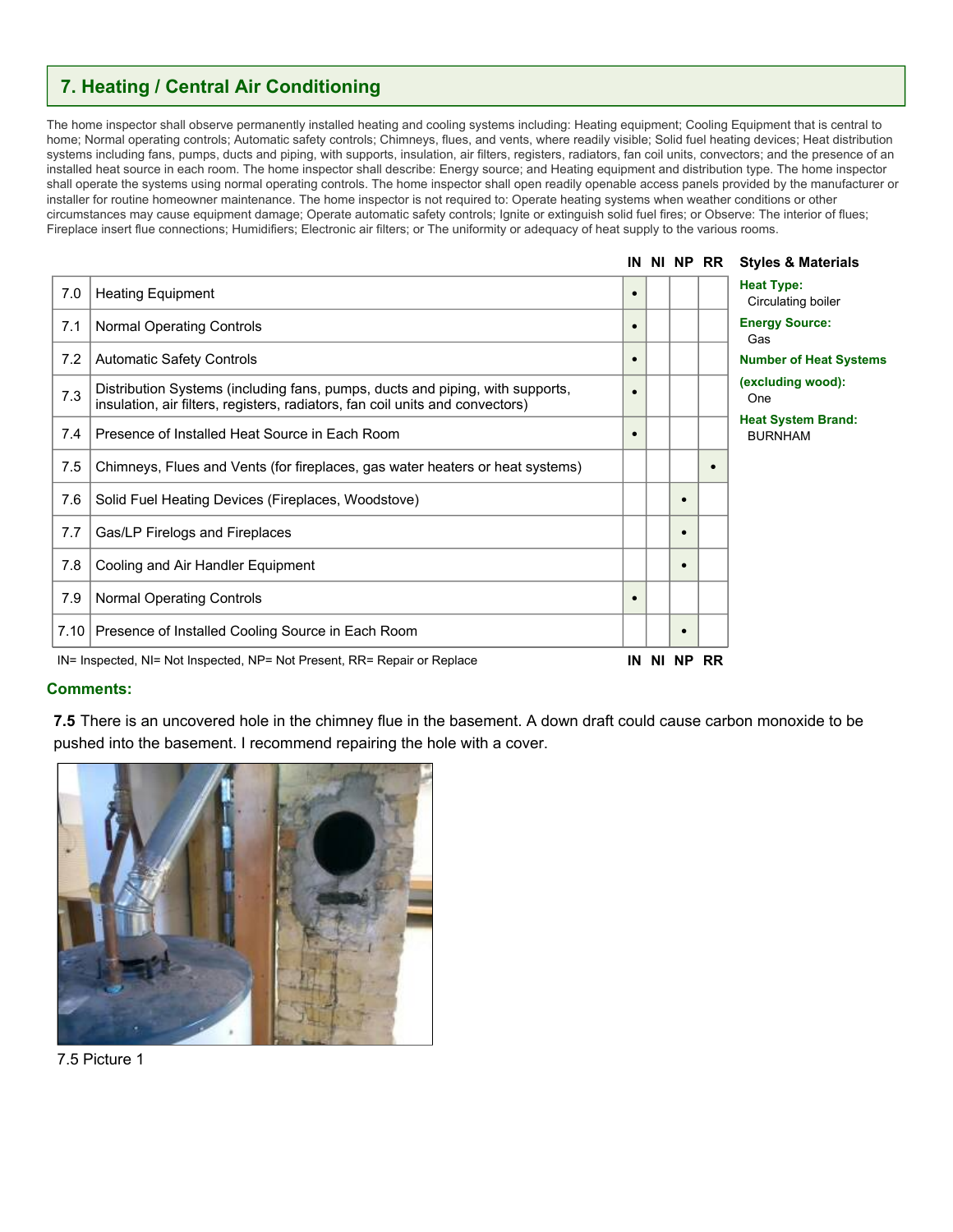## 7. Heating / Central Air Conditioning

The home inspector shall observe permanently installed heating and cooling systems including: Heating equipment; Cooling Equipment that is central to home; Normal operating controls; Automatic safety controls; Chimneys, flues, and vents, where readily visible; Solid fuel heating devices; Heat distribution systems including fans, pumps, ducts and piping, with supports, insulation, air filters, registers, radiators, fan coil units, convectors; and the presence of an installed heat source in each room. The home inspector shall describe: Energy source; and Heating equipment and distribution type. The home inspector shall operate the systems using normal operating controls. The home inspector shall open readily openable access panels provided by the manufacturer or installer for routine homeowner maintenance. The home inspector is not required to: Operate heating systems when weather conditions or other circumstances may cause equipment damage; Operate automatic safety controls; Ignite or extinguish solid fuel fires; or Observe: The interior of flues; Fireplace insert flue connections; Humidifiers; Electronic air filters; or The uniformity or adequacy of heat supply to the various rooms.

| | | IN | NI | NP | RR |
|---|---|---|---|---|---|
| 7.0 | Heating Equipment | • | | | |
| 7.1 | Normal Operating Controls | • | | | |
| 7.2 | Automatic Safety Controls | • | | | |
| 7.3 | Distribution Systems (including fans, pumps, ducts and piping, with supports, insulation, air filters, registers, radiators, fan coil units and convectors) | • | | | |
| 7.4 | Presence of Installed Heat Source in Each Room | • | | | |
| 7.5 | Chimneys, Flues and Vents (for fireplaces, gas water heaters or heat systems) | | | | • |
| 7.6 | Solid Fuel Heating Devices (Fireplaces, Woodstove) | | | • | |
| 7.7 | Gas/LP Firelogs and Fireplaces | | | • | |
| 7.8 | Cooling and Air Handler Equipment | | | • | |
| 7.9 | Normal Operating Controls | • | | | |
| 7.10 | Presence of Installed Cooling Source in Each Room | | | • | |

IN= Inspected, NI= Not Inspected, NP= Not Present, RR= Repair or Replace

**Styles & Materials**

**Heat Type:**
Circulating boiler

**Energy Source:**
Gas

**Number of Heat Systems (excluding wood):**
One

**Heat System Brand:**
BURNHAM

**Comments:**

**7.5** There is an uncovered hole in the chimney flue in the basement. A down draft could cause carbon monoxide to be pushed into the basement. I recommend repairing the hole with a cover.

7.5 Picture 1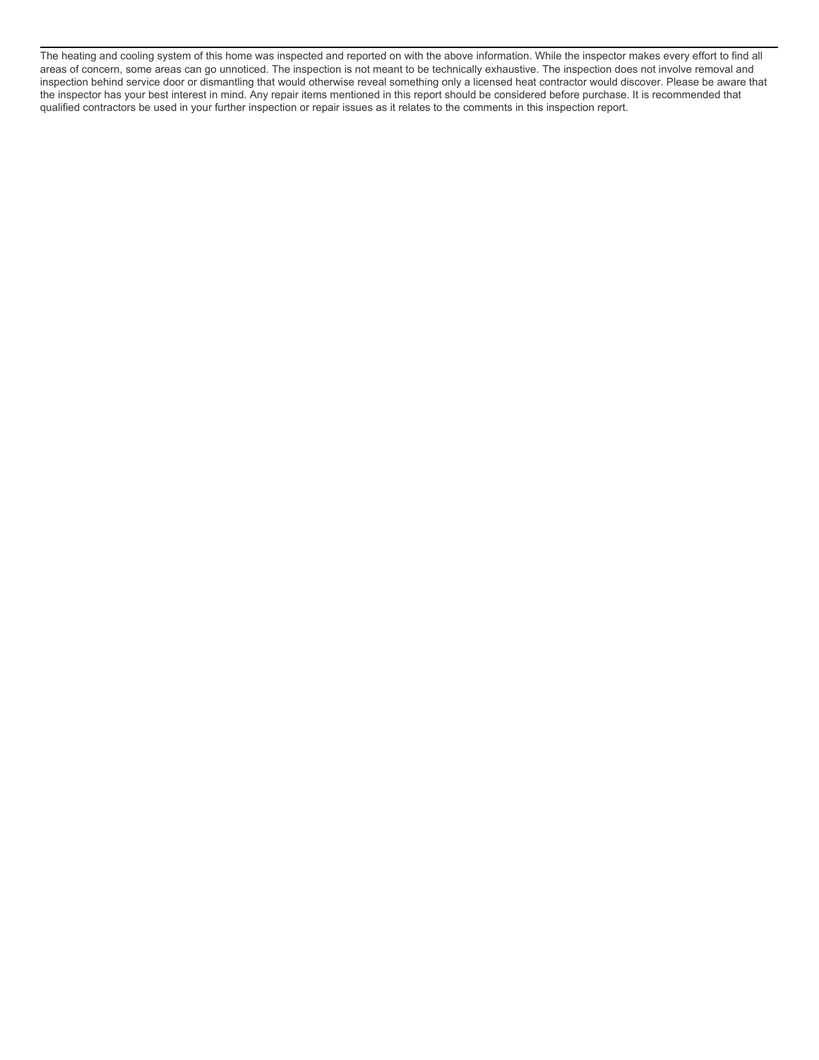The heating and cooling system of this home was inspected and reported on with the above information. While the inspector makes every effort to find all areas of concern, some areas can go unnoticed. The inspection is not meant to be technically exhaustive. The inspection does not involve removal and inspection behind service door or dismantling that would otherwise reveal something only a licensed heat contractor would discover. Please be aware that the inspector has your best interest in mind. Any repair items mentioned in this report should be considered before purchase. It is recommended that qualified contractors be used in your further inspection or repair issues as it relates to the comments in this inspection report.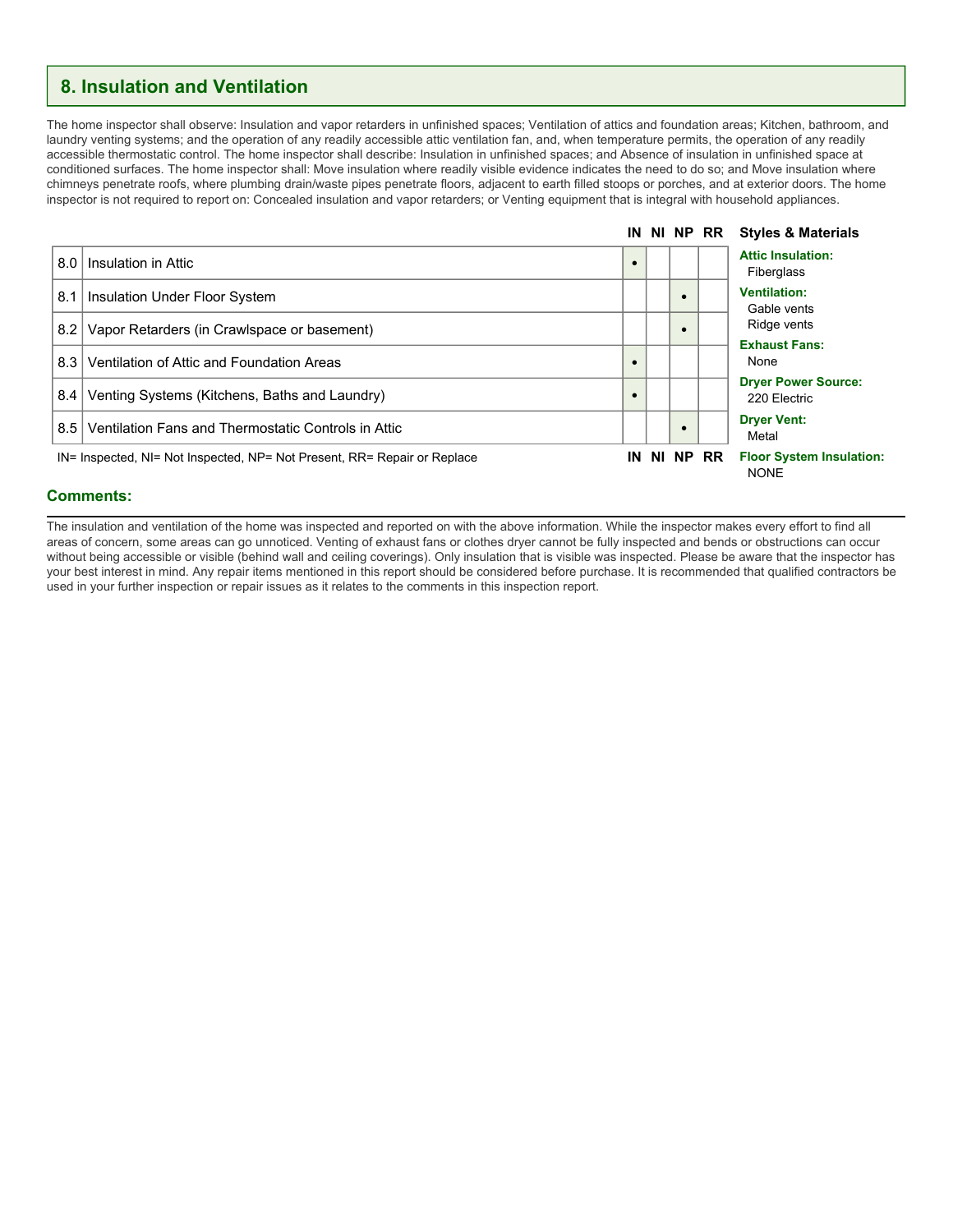## 8. Insulation and Ventilation

The home inspector shall observe: Insulation and vapor retarders in unfinished spaces; Ventilation of attics and foundation areas; Kitchen, bathroom, and laundry venting systems; and the operation of any readily accessible attic ventilation fan, and, when temperature permits, the operation of any readily accessible thermostatic control. The home inspector shall describe: Insulation in unfinished spaces; and Absence of insulation in unfinished space at conditioned surfaces. The home inspector shall: Move insulation where readily visible evidence indicates the need to do so; and Move insulation where chimneys penetrate roofs, where plumbing drain/waste pipes penetrate floors, adjacent to earth filled stoops or porches, and at exterior doors. The home inspector is not required to report on: Concealed insulation and vapor retarders; or Venting equipment that is integral with household appliances.

| | | IN | NI | NP | RR |
|---|---|---|---|---|---|
| 8.0 | Insulation in Attic | • | | | |
| 8.1 | Insulation Under Floor System | | | • | |
| 8.2 | Vapor Retarders (in Crawlspace or basement) | | | • | |
| 8.3 | Ventilation of Attic and Foundation Areas | • | | | |
| 8.4 | Venting Systems (Kitchens, Baths and Laundry) | • | | | |
| 8.5 | Ventilation Fans and Thermostatic Controls in Attic | | | • | |

IN= Inspected, NI= Not Inspected, NP= Not Present, RR= Repair or Replace

### Styles & Materials

**Attic Insulation:**
Fiberglass

**Ventilation:**
Gable vents
Ridge vents

**Exhaust Fans:**
None

**Dryer Power Source:**
220 Electric

**Dryer Vent:**
Metal

**Floor System Insulation:**
NONE

### Comments:

The insulation and ventilation of the home was inspected and reported on with the above information. While the inspector makes every effort to find all areas of concern, some areas can go unnoticed. Venting of exhaust fans or clothes dryer cannot be fully inspected and bends or obstructions can occur without being accessible or visible (behind wall and ceiling coverings). Only insulation that is visible was inspected. Please be aware that the inspector has your best interest in mind. Any repair items mentioned in this report should be considered before purchase. It is recommended that qualified contractors be used in your further inspection or repair issues as it relates to the comments in this inspection report.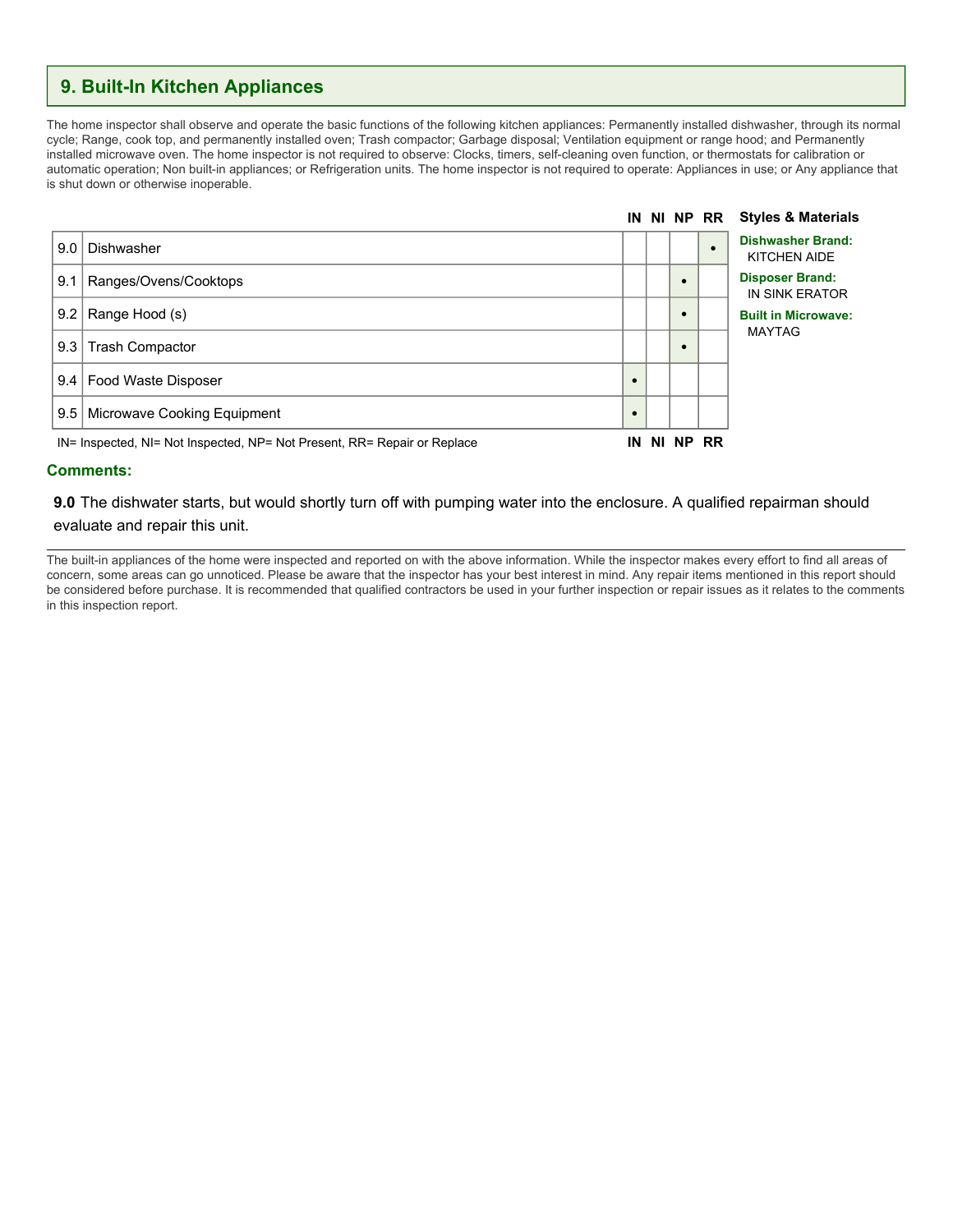## 9. Built-In Kitchen Appliances

The home inspector shall observe and operate the basic functions of the following kitchen appliances: Permanently installed dishwasher, through its normal cycle; Range, cook top, and permanently installed oven; Trash compactor; Garbage disposal; Ventilation equipment or range hood; and Permanently installed microwave oven. The home inspector is not required to observe: Clocks, timers, self-cleaning oven function, or thermostats for calibration or automatic operation; Non built-in appliances; or Refrigeration units. The home inspector is not required to operate: Appliances in use; or Any appliance that is shut down or otherwise inoperable.

| | | IN | NI | NP | RR |
|---|---|---|---|---|---|
| 9.0 | Dishwasher | | | | • |
| 9.1 | Ranges/Ovens/Cooktops | | | • | |
| 9.2 | Range Hood (s) | | | • | |
| 9.3 | Trash Compactor | | | • | |
| 9.4 | Food Waste Disposer | • | | | |
| 9.5 | Microwave Cooking Equipment | • | | | |

IN= Inspected, NI= Not Inspected, NP= Not Present, RR= Repair or Replace

### Styles & Materials

**Dishwasher Brand:**
KITCHEN AIDE

**Disposer Brand:**
IN SINK ERATOR

**Built in Microwave:**
MAYTAG

### Comments:

**9.0** The dishwater starts, but would shortly turn off with pumping water into the enclosure. A qualified repairman should evaluate and repair this unit.

The built-in appliances of the home were inspected and reported on with the above information. While the inspector makes every effort to find all areas of concern, some areas can go unnoticed. Please be aware that the inspector has your best interest in mind. Any repair items mentioned in this report should be considered before purchase. It is recommended that qualified contractors be used in your further inspection or repair issues as it relates to the comments in this inspection report.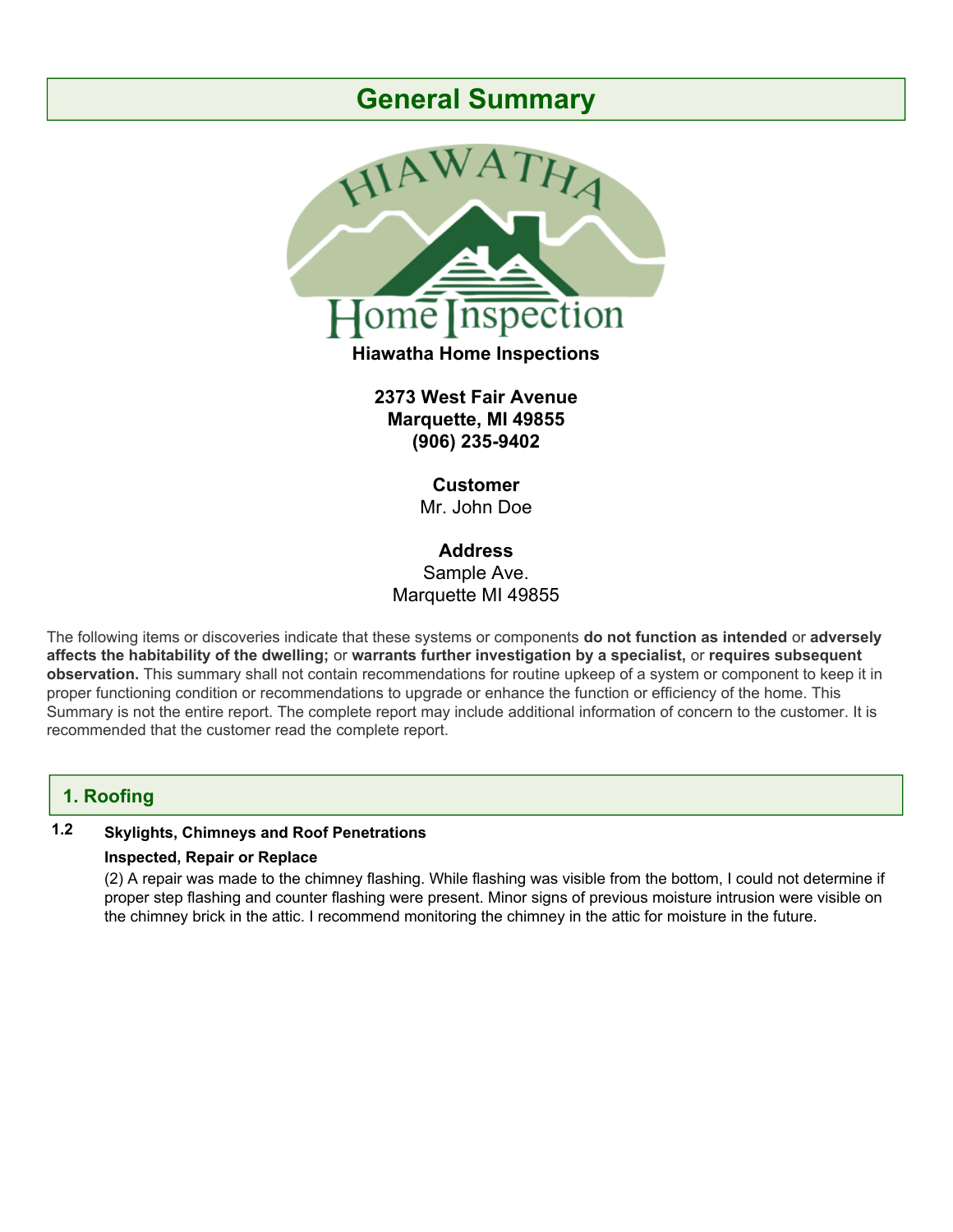# General Summary

**Hiawatha Home Inspections**

**2373 West Fair Avenue**
**Marquette, MI 49855**
**(906) 235-9402**

**Customer**
Mr. John Doe

**Address**
Sample Ave.
Marquette MI 49855

The following items or discoveries indicate that these systems or components **do not function as intended** or **adversely affects the habitability of the dwelling;** or **warrants further investigation by a specialist,** or **requires subsequent observation.** This summary shall not contain recommendations for routine upkeep of a system or component to keep it in proper functioning condition or recommendations to upgrade or enhance the function or efficiency of the home. This Summary is not the entire report. The complete report may include additional information of concern to the customer. It is recommended that the customer read the complete report.

## 1. Roofing

### 1.2 Skylights, Chimneys and Roof Penetrations

**Inspected, Repair or Replace**

(2) A repair was made to the chimney flashing. While flashing was visible from the bottom, I could not determine if proper step flashing and counter flashing were present. Minor signs of previous moisture intrusion were visible on the chimney brick in the attic. I recommend monitoring the chimney in the attic for moisture in the future.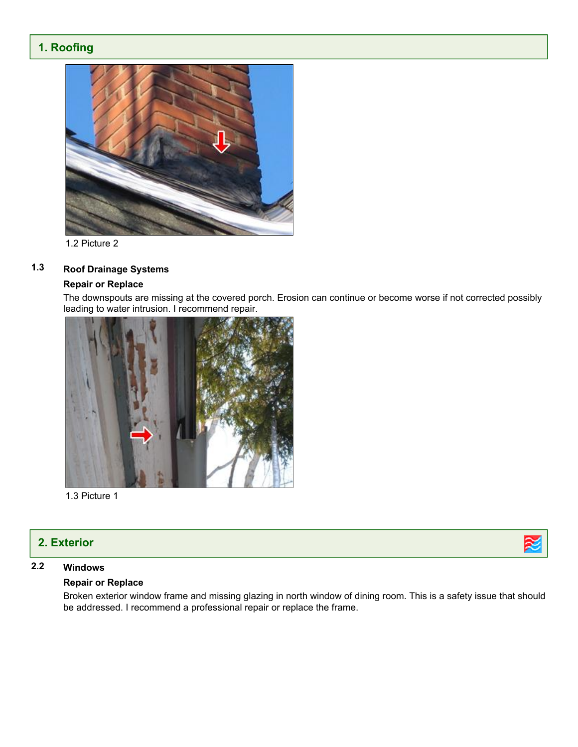## 1. Roofing

1.2 Picture 2

### 1.3 Roof Drainage Systems

**Repair or Replace**

The downspouts are missing at the covered porch. Erosion can continue or become worse if not corrected possibly leading to water intrusion. I recommend repair.

1.3 Picture 1

## 2. Exterior

### 2.2 Windows

**Repair or Replace**

Broken exterior window frame and missing glazing in north window of dining room. This is a safety issue that should be addressed. I recommend a professional repair or replace the frame.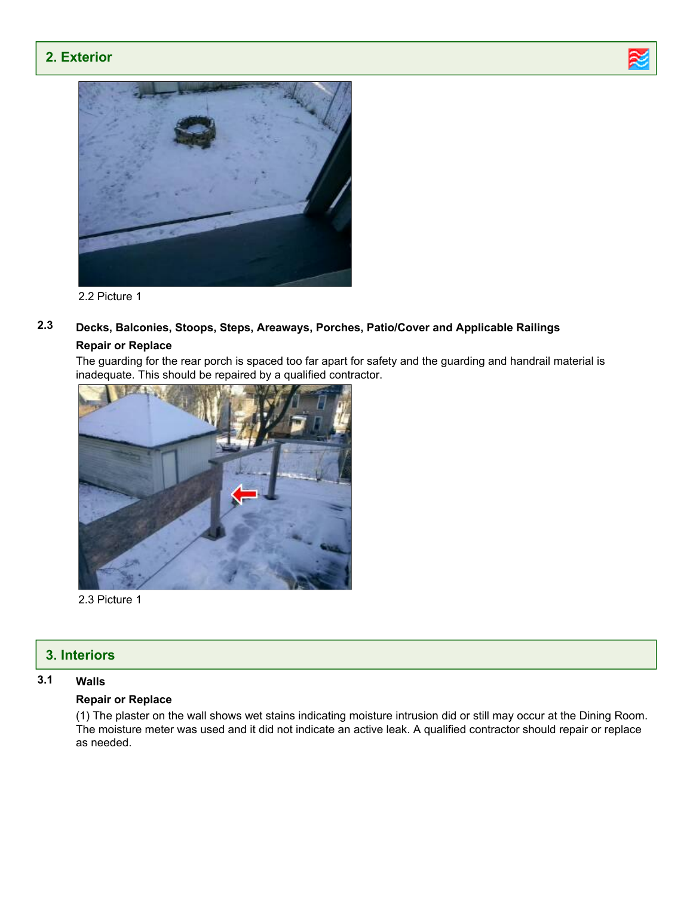## 2. Exterior

2.2 Picture 1

**2.3 Decks, Balconies, Stoops, Steps, Areaways, Porches, Patio/Cover and Applicable Railings**

**Repair or Replace**

The guarding for the rear porch is spaced too far apart for safety and the guarding and handrail material is inadequate. This should be repaired by a qualified contractor.

2.3 Picture 1

## 3. Interiors

**3.1 Walls**

**Repair or Replace**

(1) The plaster on the wall shows wet stains indicating moisture intrusion did or still may occur at the Dining Room. The moisture meter was used and it did not indicate an active leak. A qualified contractor should repair or replace as needed.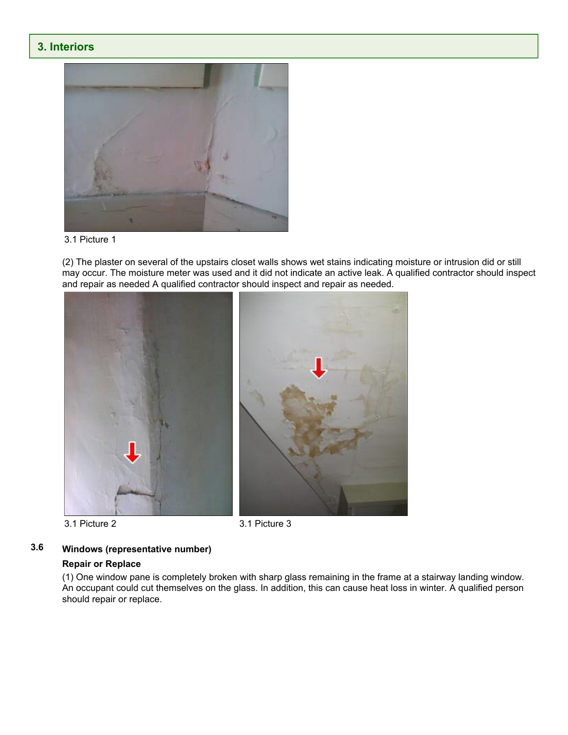## 3. Interiors

3.1 Picture 1

(2) The plaster on several of the upstairs closet walls shows wet stains indicating moisture or intrusion did or still may occur. The moisture meter was used and it did not indicate an active leak. A qualified contractor should inspect and repair as needed A qualified contractor should inspect and repair as needed.

3.1 Picture 2

3.1 Picture 3

### 3.6 Windows (representative number)

**Repair or Replace**

(1) One window pane is completely broken with sharp glass remaining in the frame at a stairway landing window. An occupant could cut themselves on the glass. In addition, this can cause heat loss in winter. A qualified person should repair or replace.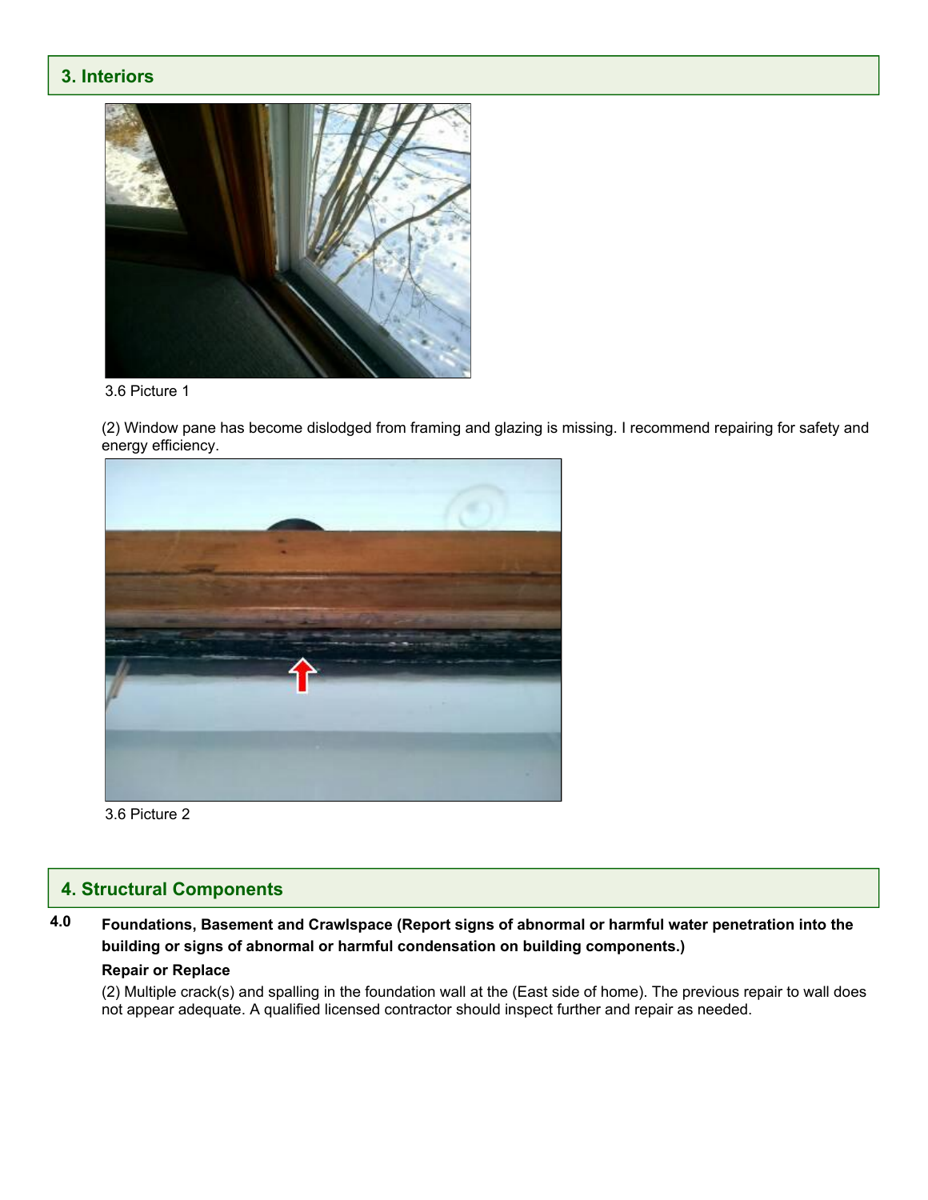## 3. Interiors

3.6 Picture 1

(2) Window pane has become dislodged from framing and glazing is missing. I recommend repairing for safety and energy efficiency.

3.6 Picture 2

## 4. Structural Components

**4.0 Foundations, Basement and Crawlspace (Report signs of abnormal or harmful water penetration into the building or signs of abnormal or harmful condensation on building components.)**

**Repair or Replace**

(2) Multiple crack(s) and spalling in the foundation wall at the (East side of home). The previous repair to wall does not appear adequate. A qualified licensed contractor should inspect further and repair as needed.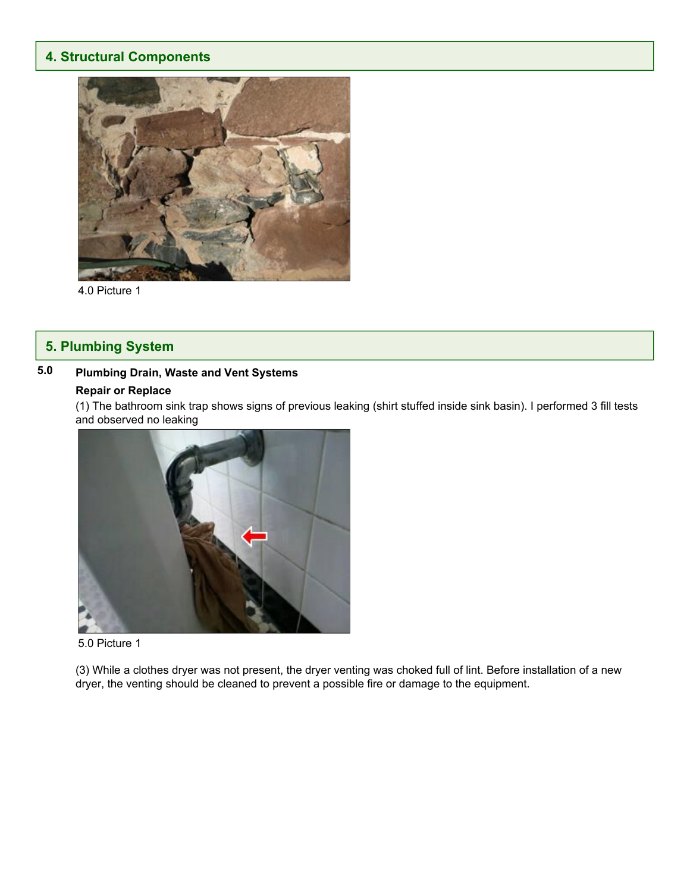## 4. Structural Components

4.0 Picture 1

## 5. Plumbing System

**5.0 Plumbing Drain, Waste and Vent Systems**

**Repair or Replace**

(1) The bathroom sink trap shows signs of previous leaking (shirt stuffed inside sink basin). I performed 3 fill tests and observed no leaking

5.0 Picture 1

(3) While a clothes dryer was not present, the dryer venting was choked full of lint. Before installation of a new dryer, the venting should be cleaned to prevent a possible fire or damage to the equipment.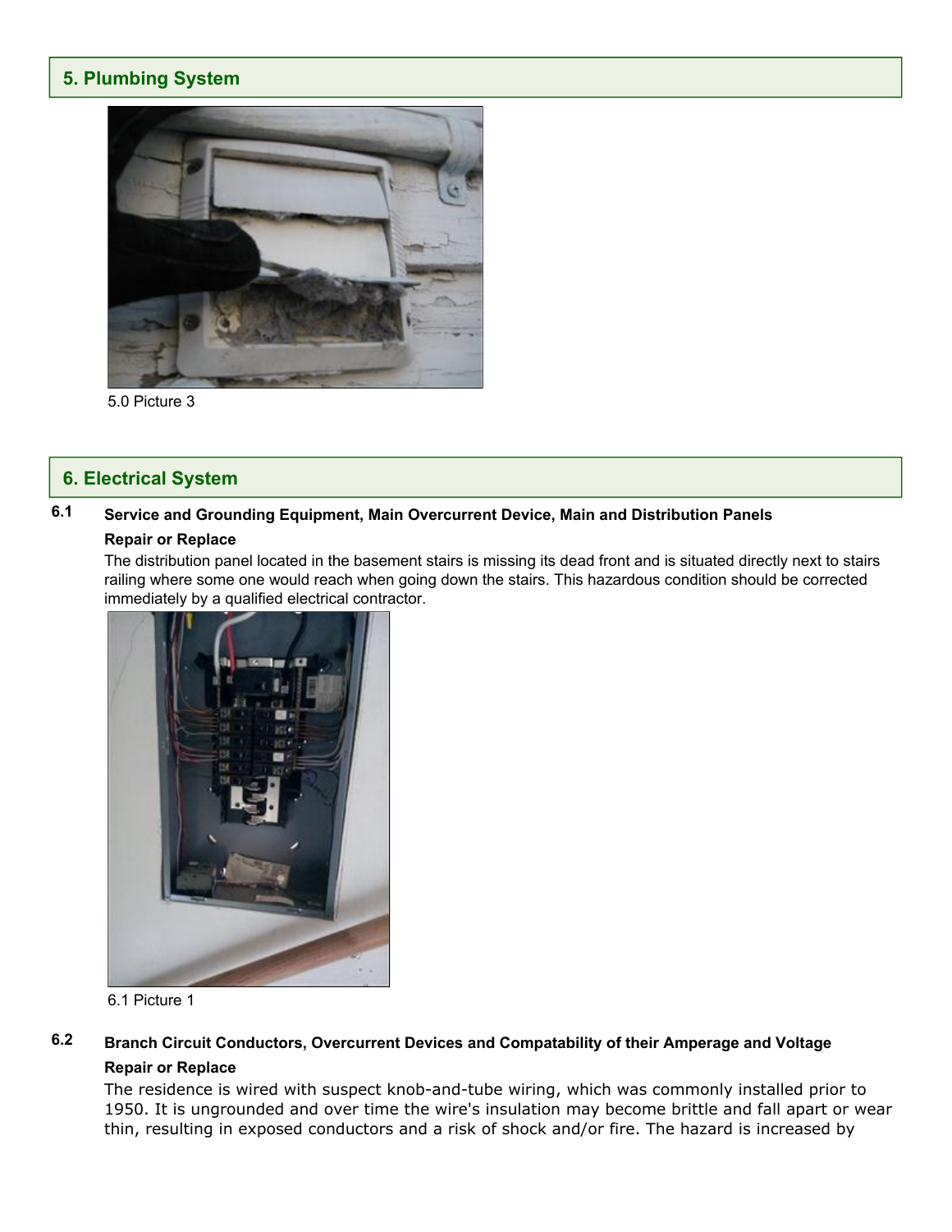## 5. Plumbing System

5.0 Picture 3

## 6. Electrical System

**6.1** **Service and Grounding Equipment, Main Overcurrent Device, Main and Distribution Panels**

**Repair or Replace**

The distribution panel located in the basement stairs is missing its dead front and is situated directly next to stairs railing where some one would reach when going down the stairs. This hazardous condition should be corrected immediately by a qualified electrical contractor.

6.1 Picture 1

**6.2** **Branch Circuit Conductors, Overcurrent Devices and Compatability of their Amperage and Voltage**

**Repair or Replace**

The residence is wired with suspect knob-and-tube wiring, which was commonly installed prior to 1950. It is ungrounded and over time the wire's insulation may become brittle and fall apart or wear thin, resulting in exposed conductors and a risk of shock and/or fire. The hazard is increased by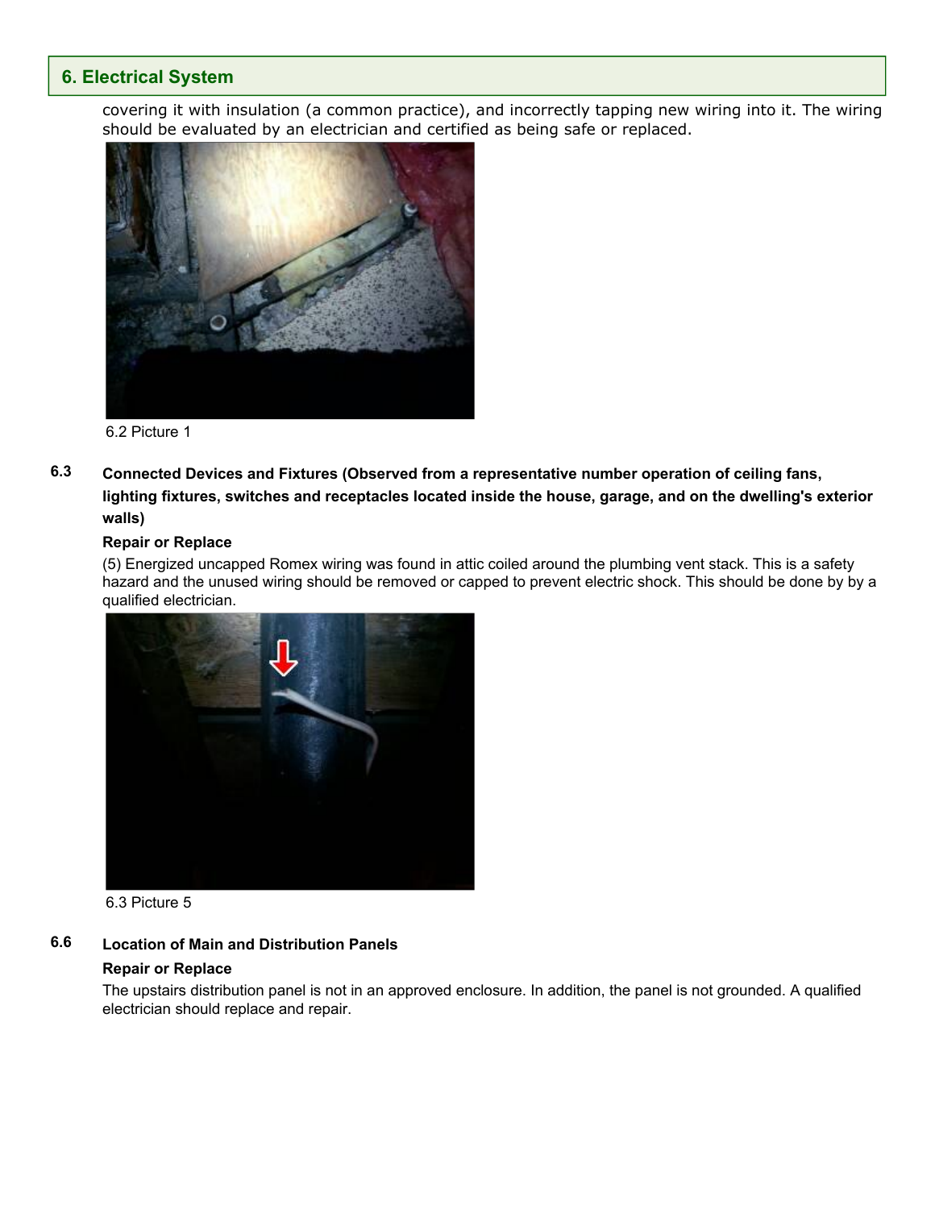## 6. Electrical System

covering it with insulation (a common practice), and incorrectly tapping new wiring into it. The wiring should be evaluated by an electrician and certified as being safe or replaced.

6.2 Picture 1

**6.3 Connected Devices and Fixtures (Observed from a representative number operation of ceiling fans, lighting fixtures, switches and receptacles located inside the house, garage, and on the dwelling's exterior walls)**

**Repair or Replace**

(5) Energized uncapped Romex wiring was found in attic coiled around the plumbing vent stack. This is a safety hazard and the unused wiring should be removed or capped to prevent electric shock. This should be done by by a qualified electrician.

6.3 Picture 5

**6.6 Location of Main and Distribution Panels**

**Repair or Replace**

The upstairs distribution panel is not in an approved enclosure. In addition, the panel is not grounded. A qualified electrician should replace and repair.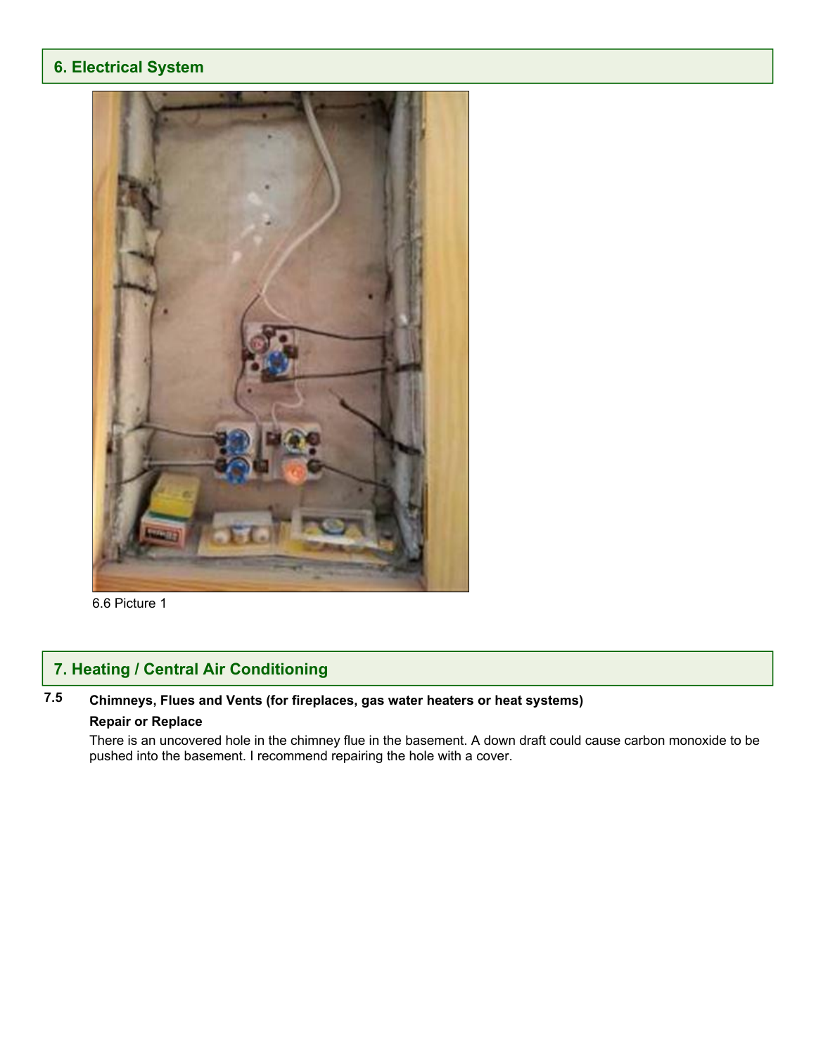## 6. Electrical System

6.6 Picture 1

## 7. Heating / Central Air Conditioning

### 7.5 Chimneys, Flues and Vents (for fireplaces, gas water heaters or heat systems)

**Repair or Replace**

There is an uncovered hole in the chimney flue in the basement. A down draft could cause carbon monoxide to be pushed into the basement. I recommend repairing the hole with a cover.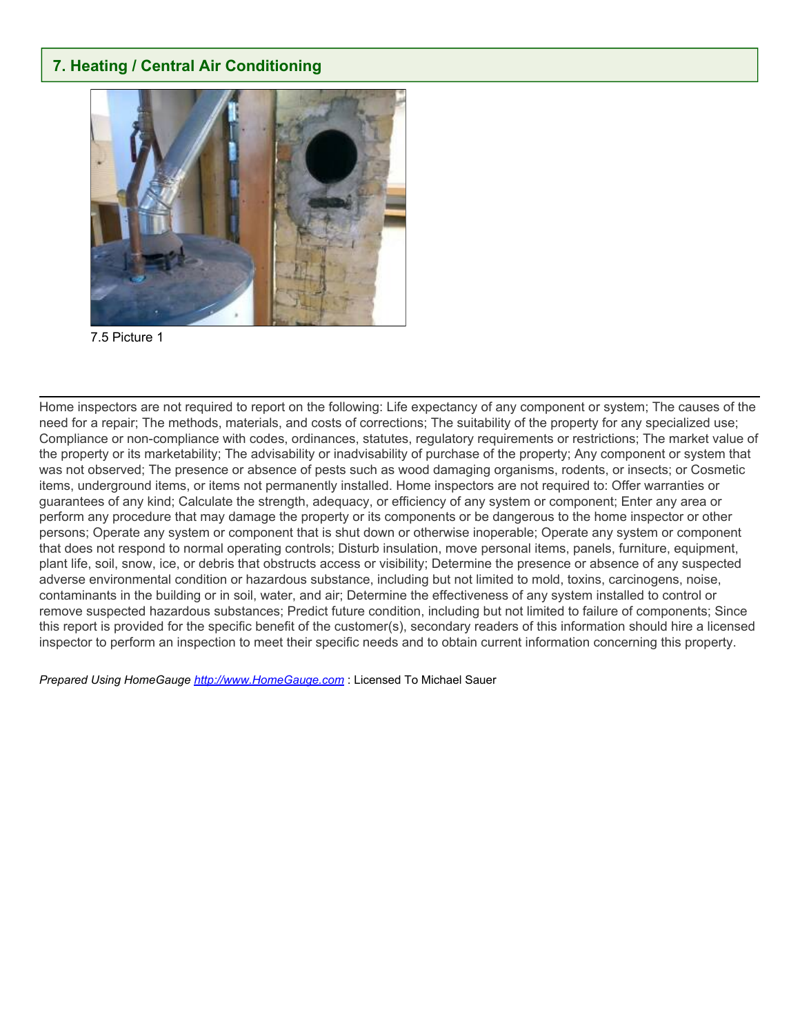## 7. Heating / Central Air Conditioning

7.5 Picture 1

---

Home inspectors are not required to report on the following: Life expectancy of any component or system; The causes of the need for a repair; The methods, materials, and costs of corrections; The suitability of the property for any specialized use; Compliance or non-compliance with codes, ordinances, statutes, regulatory requirements or restrictions; The market value of the property or its marketability; The advisability or inadvisability of purchase of the property; Any component or system that was not observed; The presence or absence of pests such as wood damaging organisms, rodents, or insects; or Cosmetic items, underground items, or items not permanently installed. Home inspectors are not required to: Offer warranties or guarantees of any kind; Calculate the strength, adequacy, or efficiency of any system or component; Enter any area or perform any procedure that may damage the property or its components or be dangerous to the home inspector or other persons; Operate any system or component that is shut down or otherwise inoperable; Operate any system or component that does not respond to normal operating controls; Disturb insulation, move personal items, panels, furniture, equipment, plant life, soil, snow, ice, or debris that obstructs access or visibility; Determine the presence or absence of any suspected adverse environmental condition or hazardous substance, including but not limited to mold, toxins, carcinogens, noise, contaminants in the building or in soil, water, and air; Determine the effectiveness of any system installed to control or remove suspected hazardous substances; Predict future condition, including but not limited to failure of components; Since this report is provided for the specific benefit of the customer(s), secondary readers of this information should hire a licensed inspector to perform an inspection to meet their specific needs and to obtain current information concerning this property.

*Prepared Using HomeGauge* [http://www.HomeGauge.com](http://www.HomeGauge.com) : Licensed To Michael Sauer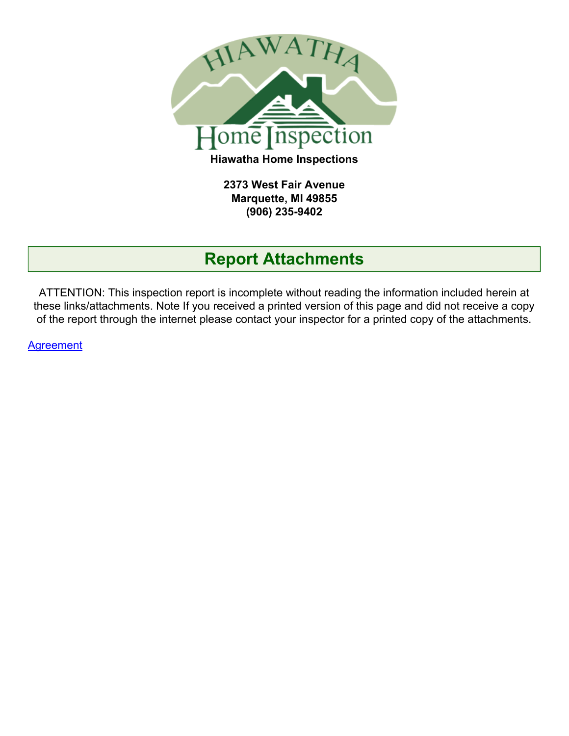Hiawatha Home Inspections

2373 West Fair Avenue
Marquette, MI 49855
(906) 235-9402

## Report Attachments

ATTENTION: This inspection report is incomplete without reading the information included herein at these links/attachments. Note If you received a printed version of this page and did not receive a copy of the report through the internet please contact your inspector for a printed copy of the attachments.

Agreement